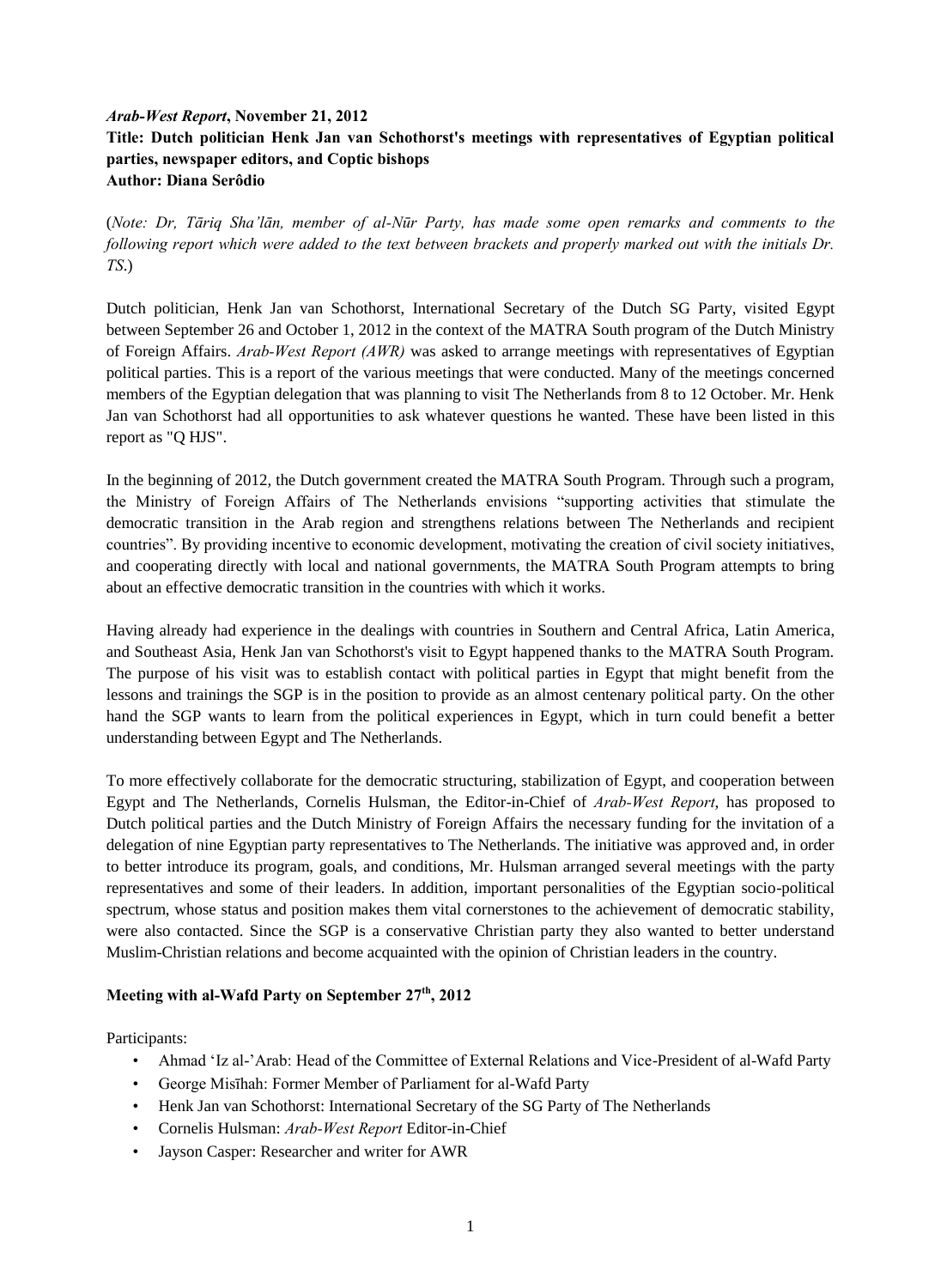***Arab-West Report*, November 21, 2012**
**Title: Dutch politician Henk Jan van Schothorst's meetings with representatives of Egyptian political parties, newspaper editors, and Coptic bishops**
**Author: Diana Serôdio**

(*Note: Dr, Tāriq Sha'lān, member of al-Nūr Party, has made some open remarks and comments to the following report which were added to the text between brackets and properly marked out with the initials Dr. TS.*)

Dutch politician, Henk Jan van Schothorst, International Secretary of the Dutch SG Party, visited Egypt between September 26 and October 1, 2012 in the context of the MATRA South program of the Dutch Ministry of Foreign Affairs. *Arab-West Report (AWR)* was asked to arrange meetings with representatives of Egyptian political parties. This is a report of the various meetings that were conducted. Many of the meetings concerned members of the Egyptian delegation that was planning to visit The Netherlands from 8 to 12 October. Mr. Henk Jan van Schothorst had all opportunities to ask whatever questions he wanted. These have been listed in this report as "Q HJS".

In the beginning of 2012, the Dutch government created the MATRA South Program. Through such a program, the Ministry of Foreign Affairs of The Netherlands envisions "supporting activities that stimulate the democratic transition in the Arab region and strengthens relations between The Netherlands and recipient countries". By providing incentive to economic development, motivating the creation of civil society initiatives, and cooperating directly with local and national governments, the MATRA South Program attempts to bring about an effective democratic transition in the countries with which it works.

Having already had experience in the dealings with countries in Southern and Central Africa, Latin America, and Southeast Asia, Henk Jan van Schothorst's visit to Egypt happened thanks to the MATRA South Program. The purpose of his visit was to establish contact with political parties in Egypt that might benefit from the lessons and trainings the SGP is in the position to provide as an almost centenary political party. On the other hand the SGP wants to learn from the political experiences in Egypt, which in turn could benefit a better understanding between Egypt and The Netherlands.

To more effectively collaborate for the democratic structuring, stabilization of Egypt, and cooperation between Egypt and The Netherlands, Cornelis Hulsman, the Editor-in-Chief of *Arab-West Report*, has proposed to Dutch political parties and the Dutch Ministry of Foreign Affairs the necessary funding for the invitation of a delegation of nine Egyptian party representatives to The Netherlands. The initiative was approved and, in order to better introduce its program, goals, and conditions, Mr. Hulsman arranged several meetings with the party representatives and some of their leaders. In addition, important personalities of the Egyptian socio-political spectrum, whose status and position makes them vital cornerstones to the achievement of democratic stability, were also contacted. Since the SGP is a conservative Christian party they also wanted to better understand Muslim-Christian relations and become acquainted with the opinion of Christian leaders in the country.

**Meeting with al-Wafd Party on September 27th, 2012**

Participants:

- Ahmad 'Iz al-'Arab: Head of the Committee of External Relations and Vice-President of al-Wafd Party
- George Misīhah: Former Member of Parliament for al-Wafd Party
- Henk Jan van Schothorst: International Secretary of the SG Party of The Netherlands
- Cornelis Hulsman: *Arab-West Report* Editor-in-Chief
- Jayson Casper: Researcher and writer for AWR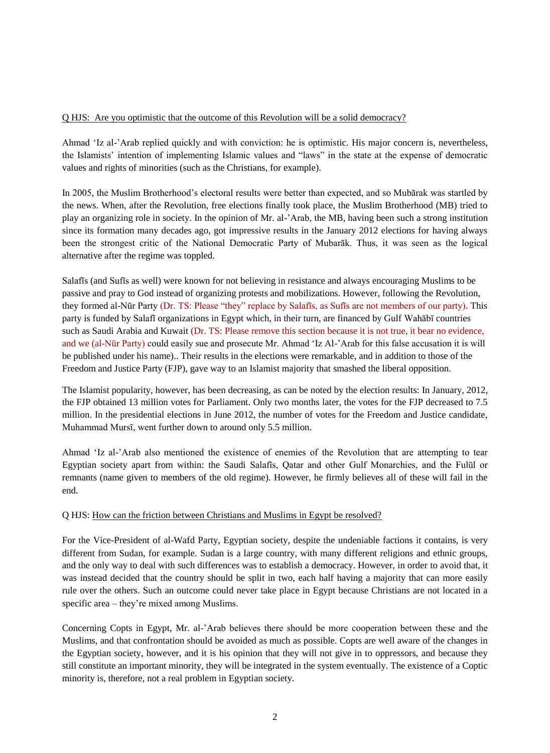Q HJS: Are you optimistic that the outcome of this Revolution will be a solid democracy?

Ahmad 'Iz al-'Arab replied quickly and with conviction: he is optimistic. His major concern is, nevertheless, the Islamists' intention of implementing Islamic values and "laws" in the state at the expense of democratic values and rights of minorities (such as the Christians, for example).

In 2005, the Muslim Brotherhood's electoral results were better than expected, and so Mubārak was startled by the news. When, after the Revolution, free elections finally took place, the Muslim Brotherhood (MB) tried to play an organizing role in society. In the opinion of Mr. al-'Arab, the MB, having been such a strong institution since its formation many decades ago, got impressive results in the January 2012 elections for having always been the strongest critic of the National Democratic Party of Mubarāk. Thus, it was seen as the logical alternative after the regime was toppled.

Salafīs (and Sufīs as well) were known for not believing in resistance and always encouraging Muslims to be passive and pray to God instead of organizing protests and mobilizations. However, following the Revolution, they formed al-Nūr Party (Dr. TS: Please "they" replace by Salafīs, as Sufīs are not members of our party). This party is funded by Salafī organizations in Egypt which, in their turn, are financed by Gulf Wahābī countries such as Saudi Arabia and Kuwait (Dr. TS: Please remove this section because it is not true, it bear no evidence, and we (al-Nūr Party) could easily sue and prosecute Mr. Ahmad 'Iz Al-'Arab for this false accusation it is will be published under his name).. Their results in the elections were remarkable, and in addition to those of the Freedom and Justice Party (FJP), gave way to an Islamist majority that smashed the liberal opposition.

The Islamist popularity, however, has been decreasing, as can be noted by the election results: In January, 2012, the FJP obtained 13 million votes for Parliament. Only two months later, the votes for the FJP decreased to 7.5 million. In the presidential elections in June 2012, the number of votes for the Freedom and Justice candidate, Muhammad Mursī, went further down to around only 5.5 million.

Ahmad 'Iz al-'Arab also mentioned the existence of enemies of the Revolution that are attempting to tear Egyptian society apart from within: the Saudi Salafīs, Qatar and other Gulf Monarchies, and the Fulūl or remnants (name given to members of the old regime). However, he firmly believes all of these will fail in the end.

Q HJS: How can the friction between Christians and Muslims in Egypt be resolved?

For the Vice-President of al-Wafd Party, Egyptian society, despite the undeniable factions it contains, is very different from Sudan, for example. Sudan is a large country, with many different religions and ethnic groups, and the only way to deal with such differences was to establish a democracy. However, in order to avoid that, it was instead decided that the country should be split in two, each half having a majority that can more easily rule over the others. Such an outcome could never take place in Egypt because Christians are not located in a specific area – they're mixed among Muslims.

Concerning Copts in Egypt, Mr. al-'Arab believes there should be more cooperation between these and the Muslims, and that confrontation should be avoided as much as possible. Copts are well aware of the changes in the Egyptian society, however, and it is his opinion that they will not give in to oppressors, and because they still constitute an important minority, they will be integrated in the system eventually. The existence of a Coptic minority is, therefore, not a real problem in Egyptian society.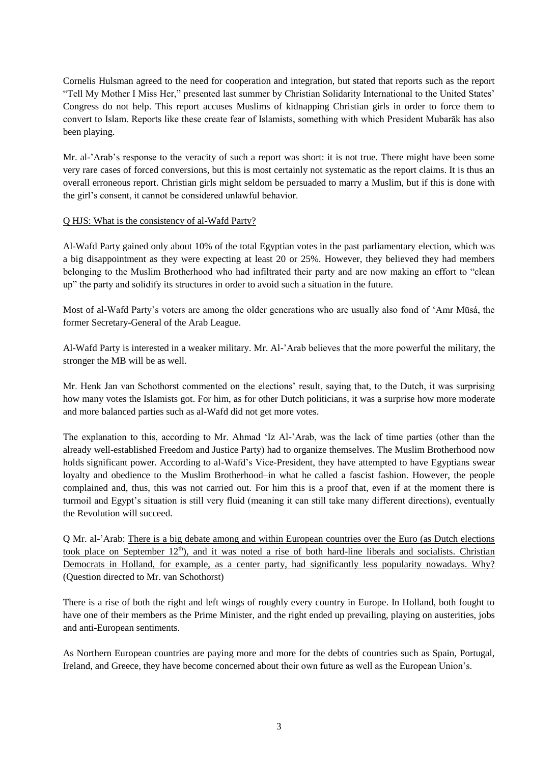Cornelis Hulsman agreed to the need for cooperation and integration, but stated that reports such as the report "Tell My Mother I Miss Her," presented last summer by Christian Solidarity International to the United States' Congress do not help. This report accuses Muslims of kidnapping Christian girls in order to force them to convert to Islam. Reports like these create fear of Islamists, something with which President Mubarāk has also been playing.

Mr. al-'Arab's response to the veracity of such a report was short: it is not true. There might have been some very rare cases of forced conversions, but this is most certainly not systematic as the report claims. It is thus an overall erroneous report. Christian girls might seldom be persuaded to marry a Muslim, but if this is done with the girl's consent, it cannot be considered unlawful behavior.

<u>Q HJS: What is the consistency of al-Wafd Party?</u>

Al-Wafd Party gained only about 10% of the total Egyptian votes in the past parliamentary election, which was a big disappointment as they were expecting at least 20 or 25%. However, they believed they had members belonging to the Muslim Brotherhood who had infiltrated their party and are now making an effort to "clean up" the party and solidify its structures in order to avoid such a situation in the future.

Most of al-Wafd Party's voters are among the older generations who are usually also fond of 'Amr Mūsá, the former Secretary-General of the Arab League.

Al-Wafd Party is interested in a weaker military. Mr. Al-'Arab believes that the more powerful the military, the stronger the MB will be as well.

Mr. Henk Jan van Schothorst commented on the elections' result, saying that, to the Dutch, it was surprising how many votes the Islamists got. For him, as for other Dutch politicians, it was a surprise how more moderate and more balanced parties such as al-Wafd did not get more votes.

The explanation to this, according to Mr. Ahmad 'Iz Al-'Arab, was the lack of time parties (other than the already well-established Freedom and Justice Party) had to organize themselves. The Muslim Brotherhood now holds significant power. According to al-Wafd's Vice-President, they have attempted to have Egyptians swear loyalty and obedience to the Muslim Brotherhood–in what he called a fascist fashion. However, the people complained and, thus, this was not carried out. For him this is a proof that, even if at the moment there is turmoil and Egypt's situation is still very fluid (meaning it can still take many different directions), eventually the Revolution will succeed.

Q Mr. al-'Arab: <u>There is a big debate among and within European countries over the Euro (as Dutch elections took place on September 12th), and it was noted a rise of both hard-line liberals and socialists. Christian Democrats in Holland, for example, as a center party, had significantly less popularity nowadays. Why?</u> (Question directed to Mr. van Schothorst)

There is a rise of both the right and left wings of roughly every country in Europe. In Holland, both fought to have one of their members as the Prime Minister, and the right ended up prevailing, playing on austerities, jobs and anti-European sentiments.

As Northern European countries are paying more and more for the debts of countries such as Spain, Portugal, Ireland, and Greece, they have become concerned about their own future as well as the European Union's.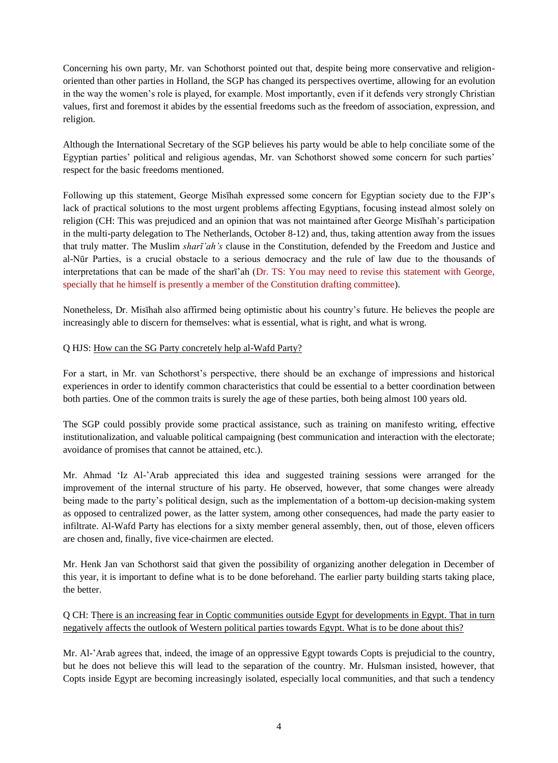Concerning his own party, Mr. van Schothorst pointed out that, despite being more conservative and religion-oriented than other parties in Holland, the SGP has changed its perspectives overtime, allowing for an evolution in the way the women's role is played, for example. Most importantly, even if it defends very strongly Christian values, first and foremost it abides by the essential freedoms such as the freedom of association, expression, and religion.

Although the International Secretary of the SGP believes his party would be able to help conciliate some of the Egyptian parties' political and religious agendas, Mr. van Schothorst showed some concern for such parties' respect for the basic freedoms mentioned.

Following up this statement, George Misīhah expressed some concern for Egyptian society due to the FJP's lack of practical solutions to the most urgent problems affecting Egyptians, focusing instead almost solely on religion (CH: This was prejudiced and an opinion that was not maintained after George Misīhah's participation in the multi-party delegation to The Netherlands, October 8-12) and, thus, taking attention away from the issues that truly matter. The Muslim *sharī'ah's* clause in the Constitution, defended by the Freedom and Justice and al-Nūr Parties, is a crucial obstacle to a serious democracy and the rule of law due to the thousands of interpretations that can be made of the sharī'ah (Dr. TS: You may need to revise this statement with George, specially that he himself is presently a member of the Constitution drafting committee).

Nonetheless, Dr. Misīhah also affirmed being optimistic about his country's future. He believes the people are increasingly able to discern for themselves: what is essential, what is right, and what is wrong.

Q HJS: <u>How can the SG Party concretely help al-Wafd Party?</u>

For a start, in Mr. van Schothorst's perspective, there should be an exchange of impressions and historical experiences in order to identify common characteristics that could be essential to a better coordination between both parties. One of the common traits is surely the age of these parties, both being almost 100 years old.

The SGP could possibly provide some practical assistance, such as training on manifesto writing, effective institutionalization, and valuable political campaigning (best communication and interaction with the electorate; avoidance of promises that cannot be attained, etc.).

Mr. Ahmad 'Iz Al-'Arab appreciated this idea and suggested training sessions were arranged for the improvement of the internal structure of his party. He observed, however, that some changes were already being made to the party's political design, such as the implementation of a bottom-up decision-making system as opposed to centralized power, as the latter system, among other consequences, had made the party easier to infiltrate. Al-Wafd Party has elections for a sixty member general assembly, then, out of those, eleven officers are chosen and, finally, five vice-chairmen are elected.

Mr. Henk Jan van Schothorst said that given the possibility of organizing another delegation in December of this year, it is important to define what is to be done beforehand. The earlier party building starts taking place, the better.

Q CH: <u>There is an increasing fear in Coptic communities outside Egypt for developments in Egypt. That in turn negatively affects the outlook of Western political parties towards Egypt. What is to be done about this?</u>

Mr. Al-'Arab agrees that, indeed, the image of an oppressive Egypt towards Copts is prejudicial to the country, but he does not believe this will lead to the separation of the country. Mr. Hulsman insisted, however, that Copts inside Egypt are becoming increasingly isolated, especially local communities, and that such a tendency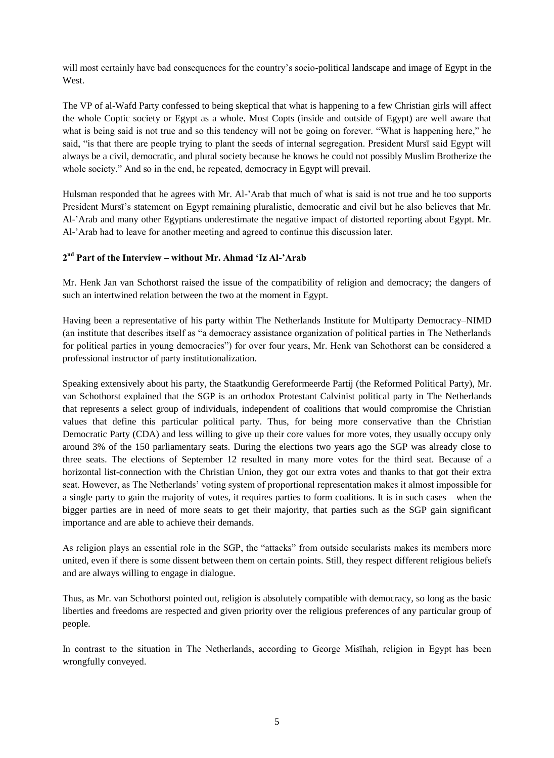will most certainly have bad consequences for the country's socio-political landscape and image of Egypt in the West.

The VP of al-Wafd Party confessed to being skeptical that what is happening to a few Christian girls will affect the whole Coptic society or Egypt as a whole. Most Copts (inside and outside of Egypt) are well aware that what is being said is not true and so this tendency will not be going on forever. "What is happening here," he said, "is that there are people trying to plant the seeds of internal segregation. President Mursī said Egypt will always be a civil, democratic, and plural society because he knows he could not possibly Muslim Brotherize the whole society." And so in the end, he repeated, democracy in Egypt will prevail.

Hulsman responded that he agrees with Mr. Al-'Arab that much of what is said is not true and he too supports President Mursī's statement on Egypt remaining pluralistic, democratic and civil but he also believes that Mr. Al-'Arab and many other Egyptians underestimate the negative impact of distorted reporting about Egypt. Mr. Al-'Arab had to leave for another meeting and agreed to continue this discussion later.

### 2nd Part of the Interview – without Mr. Ahmad 'Iz Al-'Arab

Mr. Henk Jan van Schothorst raised the issue of the compatibility of religion and democracy; the dangers of such an intertwined relation between the two at the moment in Egypt.

Having been a representative of his party within The Netherlands Institute for Multiparty Democracy–NIMD (an institute that describes itself as "a democracy assistance organization of political parties in The Netherlands for political parties in young democracies") for over four years, Mr. Henk van Schothorst can be considered a professional instructor of party institutionalization.

Speaking extensively about his party, the Staatkundig Gereformeerde Partij (the Reformed Political Party), Mr. van Schothorst explained that the SGP is an orthodox Protestant Calvinist political party in The Netherlands that represents a select group of individuals, independent of coalitions that would compromise the Christian values that define this particular political party. Thus, for being more conservative than the Christian Democratic Party (CDA) and less willing to give up their core values for more votes, they usually occupy only around 3% of the 150 parliamentary seats. During the elections two years ago the SGP was already close to three seats. The elections of September 12 resulted in many more votes for the third seat. Because of a horizontal list-connection with the Christian Union, they got our extra votes and thanks to that got their extra seat. However, as The Netherlands' voting system of proportional representation makes it almost impossible for a single party to gain the majority of votes, it requires parties to form coalitions. It is in such cases—when the bigger parties are in need of more seats to get their majority, that parties such as the SGP gain significant importance and are able to achieve their demands.

As religion plays an essential role in the SGP, the "attacks" from outside secularists makes its members more united, even if there is some dissent between them on certain points. Still, they respect different religious beliefs and are always willing to engage in dialogue.

Thus, as Mr. van Schothorst pointed out, religion is absolutely compatible with democracy, so long as the basic liberties and freedoms are respected and given priority over the religious preferences of any particular group of people.

In contrast to the situation in The Netherlands, according to George Misīhah, religion in Egypt has been wrongfully conveyed.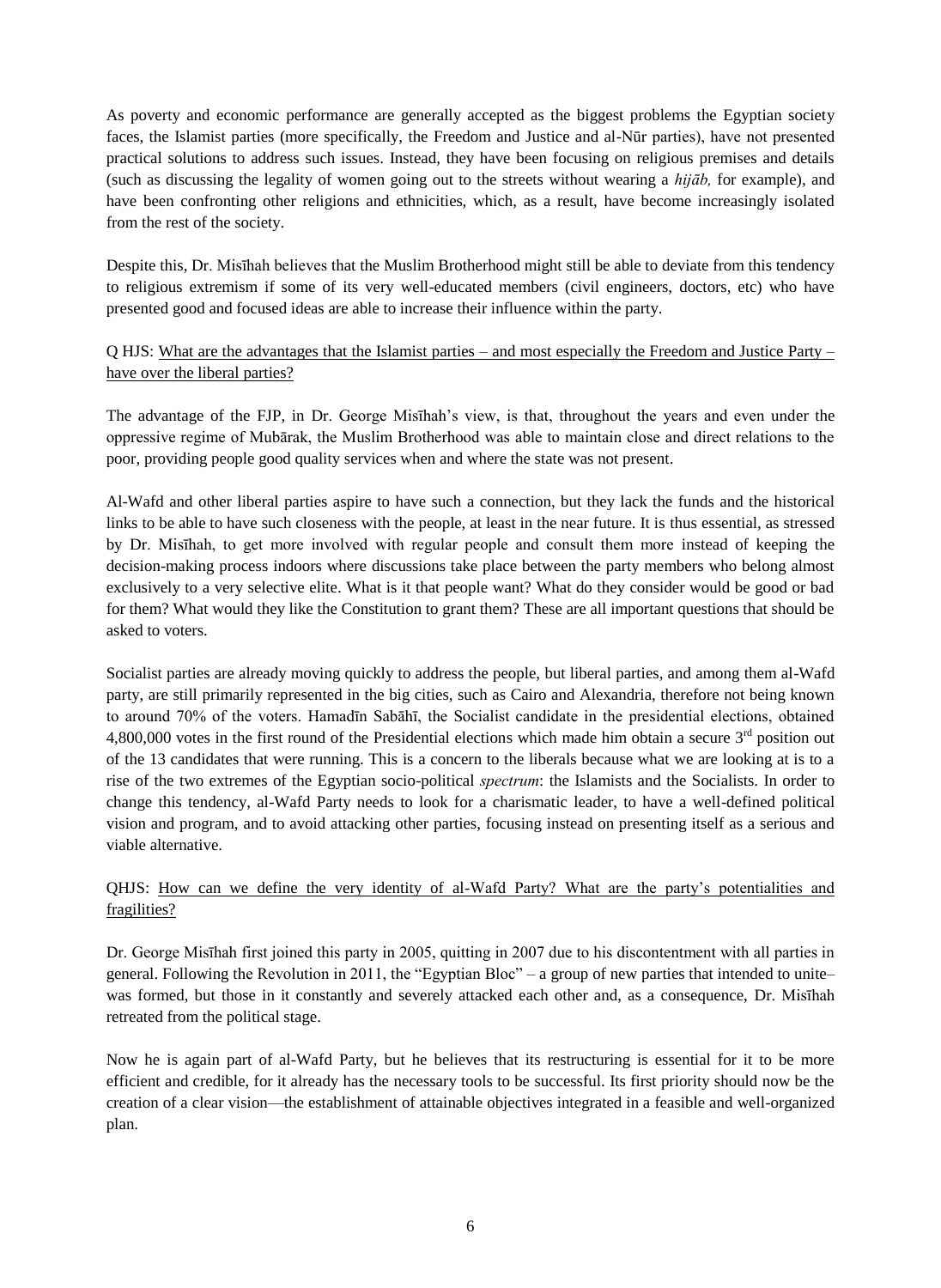As poverty and economic performance are generally accepted as the biggest problems the Egyptian society faces, the Islamist parties (more specifically, the Freedom and Justice and al-Nūr parties), have not presented practical solutions to address such issues. Instead, they have been focusing on religious premises and details (such as discussing the legality of women going out to the streets without wearing a *hijāb,* for example), and have been confronting other religions and ethnicities, which, as a result, have become increasingly isolated from the rest of the society.

Despite this, Dr. Misīhah believes that the Muslim Brotherhood might still be able to deviate from this tendency to religious extremism if some of its very well-educated members (civil engineers, doctors, etc) who have presented good and focused ideas are able to increase their influence within the party.

Q HJS: <u>What are the advantages that the Islamist parties – and most especially the Freedom and Justice Party – have over the liberal parties?</u>

The advantage of the FJP, in Dr. George Misīhah's view, is that, throughout the years and even under the oppressive regime of Mubārak, the Muslim Brotherhood was able to maintain close and direct relations to the poor, providing people good quality services when and where the state was not present.

Al-Wafd and other liberal parties aspire to have such a connection, but they lack the funds and the historical links to be able to have such closeness with the people, at least in the near future. It is thus essential, as stressed by Dr. Misīhah, to get more involved with regular people and consult them more instead of keeping the decision-making process indoors where discussions take place between the party members who belong almost exclusively to a very selective elite. What is it that people want? What do they consider would be good or bad for them? What would they like the Constitution to grant them? These are all important questions that should be asked to voters.

Socialist parties are already moving quickly to address the people, but liberal parties, and among them al-Wafd party, are still primarily represented in the big cities, such as Cairo and Alexandria, therefore not being known to around 70% of the voters. Hamadīn Sabāhī, the Socialist candidate in the presidential elections, obtained 4,800,000 votes in the first round of the Presidential elections which made him obtain a secure 3rd position out of the 13 candidates that were running. This is a concern to the liberals because what we are looking at is to a rise of the two extremes of the Egyptian socio-political *spectrum*: the Islamists and the Socialists. In order to change this tendency, al-Wafd Party needs to look for a charismatic leader, to have a well-defined political vision and program, and to avoid attacking other parties, focusing instead on presenting itself as a serious and viable alternative.

QHJS: <u>How can we define the very identity of al-Wafd Party? What are the party's potentialities and fragilities?</u>

Dr. George Misīhah first joined this party in 2005, quitting in 2007 due to his discontentment with all parties in general. Following the Revolution in 2011, the "Egyptian Bloc" – a group of new parties that intended to unite– was formed, but those in it constantly and severely attacked each other and, as a consequence, Dr. Misīhah retreated from the political stage.

Now he is again part of al-Wafd Party, but he believes that its restructuring is essential for it to be more efficient and credible, for it already has the necessary tools to be successful. Its first priority should now be the creation of a clear vision—the establishment of attainable objectives integrated in a feasible and well-organized plan.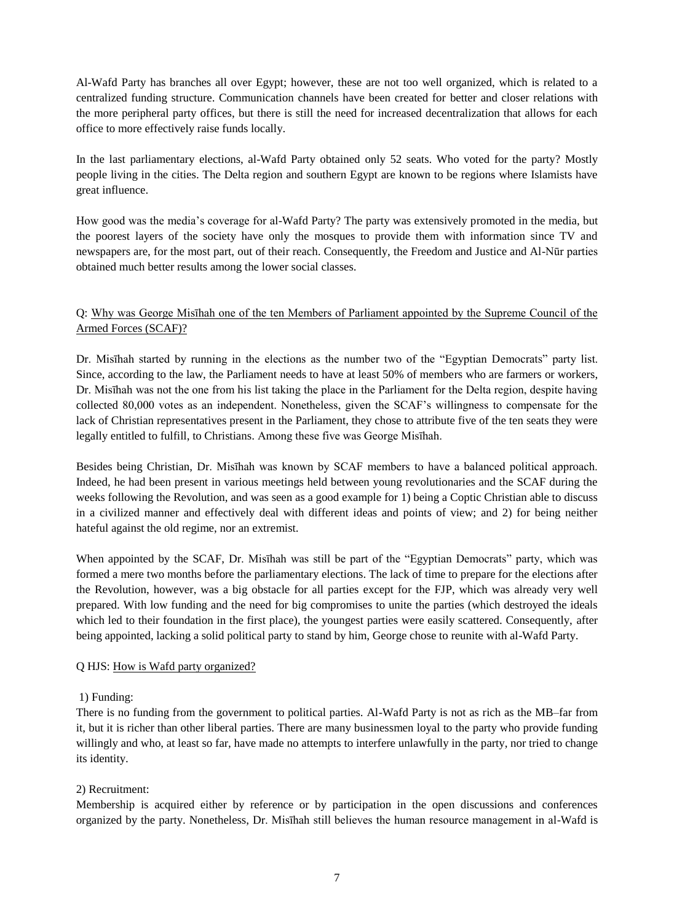Al-Wafd Party has branches all over Egypt; however, these are not too well organized, which is related to a centralized funding structure. Communication channels have been created for better and closer relations with the more peripheral party offices, but there is still the need for increased decentralization that allows for each office to more effectively raise funds locally.

In the last parliamentary elections, al-Wafd Party obtained only 52 seats. Who voted for the party? Mostly people living in the cities. The Delta region and southern Egypt are known to be regions where Islamists have great influence.

How good was the media's coverage for al-Wafd Party? The party was extensively promoted in the media, but the poorest layers of the society have only the mosques to provide them with information since TV and newspapers are, for the most part, out of their reach. Consequently, the Freedom and Justice and Al-Nūr parties obtained much better results among the lower social classes.

Q: Why was George Misīhah one of the ten Members of Parliament appointed by the Supreme Council of the Armed Forces (SCAF)?

Dr. Misīhah started by running in the elections as the number two of the "Egyptian Democrats" party list. Since, according to the law, the Parliament needs to have at least 50% of members who are farmers or workers, Dr. Misīhah was not the one from his list taking the place in the Parliament for the Delta region, despite having collected 80,000 votes as an independent. Nonetheless, given the SCAF's willingness to compensate for the lack of Christian representatives present in the Parliament, they chose to attribute five of the ten seats they were legally entitled to fulfill, to Christians. Among these five was George Misīhah.

Besides being Christian, Dr. Misīhah was known by SCAF members to have a balanced political approach. Indeed, he had been present in various meetings held between young revolutionaries and the SCAF during the weeks following the Revolution, and was seen as a good example for 1) being a Coptic Christian able to discuss in a civilized manner and effectively deal with different ideas and points of view; and 2) for being neither hateful against the old regime, nor an extremist.

When appointed by the SCAF, Dr. Misīhah was still be part of the "Egyptian Democrats" party, which was formed a mere two months before the parliamentary elections. The lack of time to prepare for the elections after the Revolution, however, was a big obstacle for all parties except for the FJP, which was already very well prepared. With low funding and the need for big compromises to unite the parties (which destroyed the ideals which led to their foundation in the first place), the youngest parties were easily scattered. Consequently, after being appointed, lacking a solid political party to stand by him, George chose to reunite with al-Wafd Party.

Q HJS: How is Wafd party organized?

1) Funding:
There is no funding from the government to political parties. Al-Wafd Party is not as rich as the MB–far from it, but it is richer than other liberal parties. There are many businessmen loyal to the party who provide funding willingly and who, at least so far, have made no attempts to interfere unlawfully in the party, nor tried to change its identity.

2) Recruitment:
Membership is acquired either by reference or by participation in the open discussions and conferences organized by the party. Nonetheless, Dr. Misīhah still believes the human resource management in al-Wafd is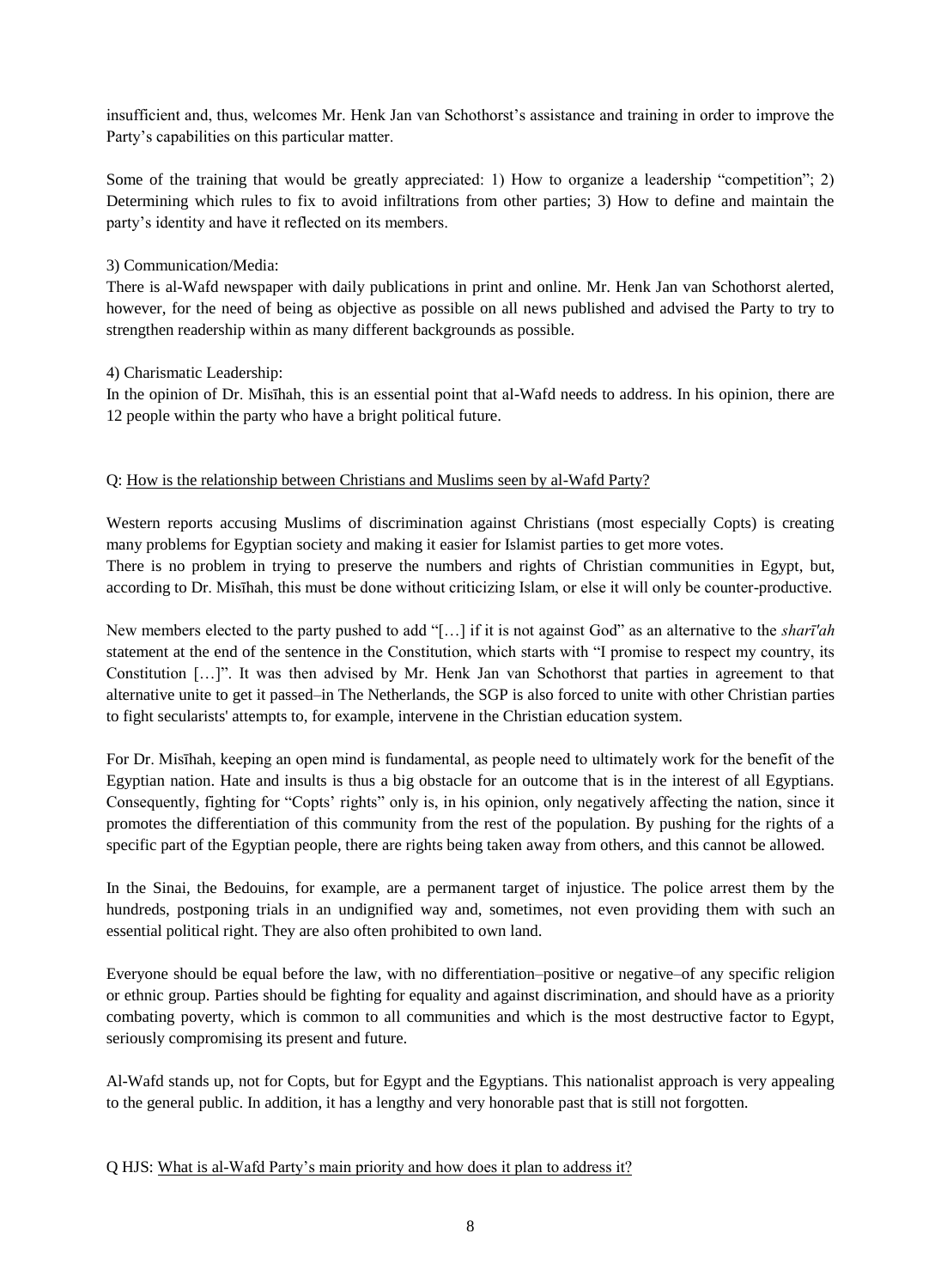insufficient and, thus, welcomes Mr. Henk Jan van Schothorst's assistance and training in order to improve the Party's capabilities on this particular matter.

Some of the training that would be greatly appreciated: 1) How to organize a leadership "competition"; 2) Determining which rules to fix to avoid infiltrations from other parties; 3) How to define and maintain the party's identity and have it reflected on its members.

3) Communication/Media:
There is al-Wafd newspaper with daily publications in print and online. Mr. Henk Jan van Schothorst alerted, however, for the need of being as objective as possible on all news published and advised the Party to try to strengthen readership within as many different backgrounds as possible.

4) Charismatic Leadership:
In the opinion of Dr. Misīhah, this is an essential point that al-Wafd needs to address. In his opinion, there are 12 people within the party who have a bright political future.

Q: <u>How is the relationship between Christians and Muslims seen by al-Wafd Party?</u>

Western reports accusing Muslims of discrimination against Christians (most especially Copts) is creating many problems for Egyptian society and making it easier for Islamist parties to get more votes.
There is no problem in trying to preserve the numbers and rights of Christian communities in Egypt, but, according to Dr. Misīhah, this must be done without criticizing Islam, or else it will only be counter-productive.

New members elected to the party pushed to add "[…] if it is not against God" as an alternative to the *sharī'ah* statement at the end of the sentence in the Constitution, which starts with "I promise to respect my country, its Constitution […]". It was then advised by Mr. Henk Jan van Schothorst that parties in agreement to that alternative unite to get it passed–in The Netherlands, the SGP is also forced to unite with other Christian parties to fight secularists' attempts to, for example, intervene in the Christian education system.

For Dr. Misīhah, keeping an open mind is fundamental, as people need to ultimately work for the benefit of the Egyptian nation. Hate and insults is thus a big obstacle for an outcome that is in the interest of all Egyptians. Consequently, fighting for "Copts' rights" only is, in his opinion, only negatively affecting the nation, since it promotes the differentiation of this community from the rest of the population. By pushing for the rights of a specific part of the Egyptian people, there are rights being taken away from others, and this cannot be allowed.

In the Sinai, the Bedouins, for example, are a permanent target of injustice. The police arrest them by the hundreds, postponing trials in an undignified way and, sometimes, not even providing them with such an essential political right. They are also often prohibited to own land.

Everyone should be equal before the law, with no differentiation–positive or negative–of any specific religion or ethnic group. Parties should be fighting for equality and against discrimination, and should have as a priority combating poverty, which is common to all communities and which is the most destructive factor to Egypt, seriously compromising its present and future.

Al-Wafd stands up, not for Copts, but for Egypt and the Egyptians. This nationalist approach is very appealing to the general public. In addition, it has a lengthy and very honorable past that is still not forgotten.

Q HJS: <u>What is al-Wafd Party's main priority and how does it plan to address it?</u>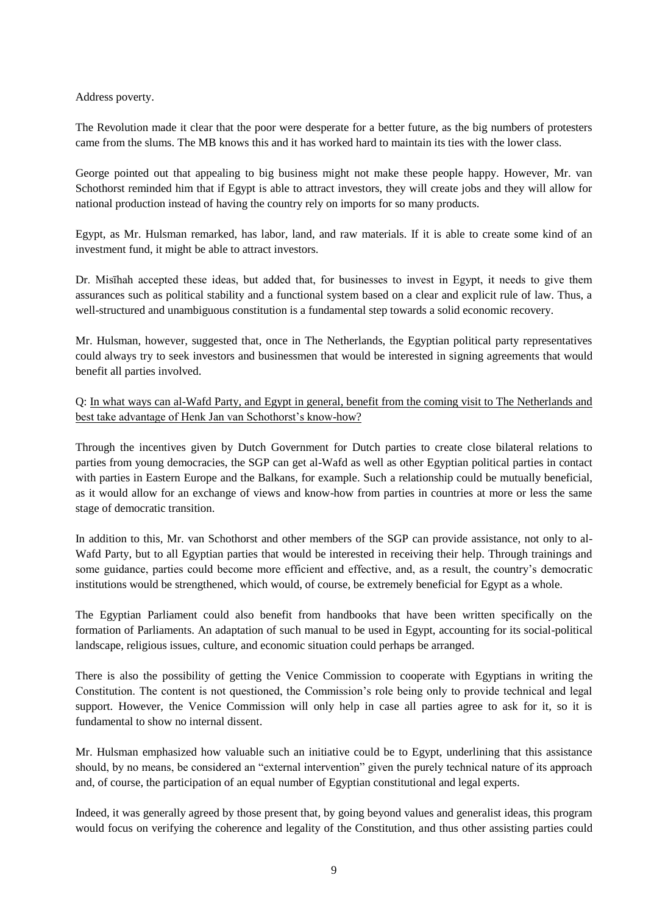Address poverty.

The Revolution made it clear that the poor were desperate for a better future, as the big numbers of protesters came from the slums. The MB knows this and it has worked hard to maintain its ties with the lower class.

George pointed out that appealing to big business might not make these people happy. However, Mr. van Schothorst reminded him that if Egypt is able to attract investors, they will create jobs and they will allow for national production instead of having the country rely on imports for so many products.

Egypt, as Mr. Hulsman remarked, has labor, land, and raw materials. If it is able to create some kind of an investment fund, it might be able to attract investors.

Dr. Misīhah accepted these ideas, but added that, for businesses to invest in Egypt, it needs to give them assurances such as political stability and a functional system based on a clear and explicit rule of law. Thus, a well-structured and unambiguous constitution is a fundamental step towards a solid economic recovery.

Mr. Hulsman, however, suggested that, once in The Netherlands, the Egyptian political party representatives could always try to seek investors and businessmen that would be interested in signing agreements that would benefit all parties involved.

Q: <u>In what ways can al-Wafd Party, and Egypt in general, benefit from the coming visit to The Netherlands and best take advantage of Henk Jan van Schothorst's know-how?</u>

Through the incentives given by Dutch Government for Dutch parties to create close bilateral relations to parties from young democracies, the SGP can get al-Wafd as well as other Egyptian political parties in contact with parties in Eastern Europe and the Balkans, for example. Such a relationship could be mutually beneficial, as it would allow for an exchange of views and know-how from parties in countries at more or less the same stage of democratic transition.

In addition to this, Mr. van Schothorst and other members of the SGP can provide assistance, not only to al-Wafd Party, but to all Egyptian parties that would be interested in receiving their help. Through trainings and some guidance, parties could become more efficient and effective, and, as a result, the country's democratic institutions would be strengthened, which would, of course, be extremely beneficial for Egypt as a whole.

The Egyptian Parliament could also benefit from handbooks that have been written specifically on the formation of Parliaments. An adaptation of such manual to be used in Egypt, accounting for its social-political landscape, religious issues, culture, and economic situation could perhaps be arranged.

There is also the possibility of getting the Venice Commission to cooperate with Egyptians in writing the Constitution. The content is not questioned, the Commission's role being only to provide technical and legal support. However, the Venice Commission will only help in case all parties agree to ask for it, so it is fundamental to show no internal dissent.

Mr. Hulsman emphasized how valuable such an initiative could be to Egypt, underlining that this assistance should, by no means, be considered an "external intervention" given the purely technical nature of its approach and, of course, the participation of an equal number of Egyptian constitutional and legal experts.

Indeed, it was generally agreed by those present that, by going beyond values and generalist ideas, this program would focus on verifying the coherence and legality of the Constitution, and thus other assisting parties could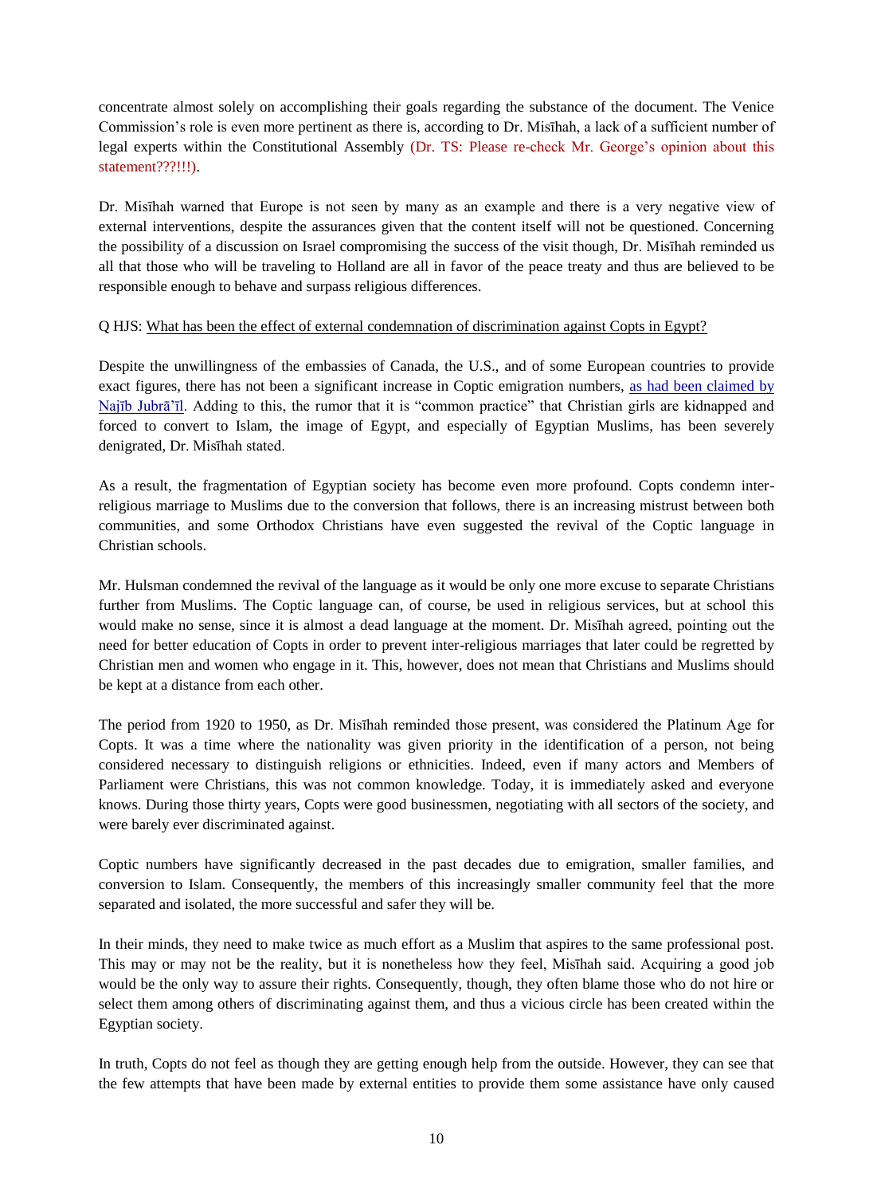concentrate almost solely on accomplishing their goals regarding the substance of the document. The Venice Commission's role is even more pertinent as there is, according to Dr. Misīhah, a lack of a sufficient number of legal experts within the Constitutional Assembly (Dr. TS: Please re-check Mr. George's opinion about this statement???!!!).

Dr. Misīhah warned that Europe is not seen by many as an example and there is a very negative view of external interventions, despite the assurances given that the content itself will not be questioned. Concerning the possibility of a discussion on Israel compromising the success of the visit though, Dr. Misīhah reminded us all that those who will be traveling to Holland are all in favor of the peace treaty and thus are believed to be responsible enough to behave and surpass religious differences.

Q HJS: What has been the effect of external condemnation of discrimination against Copts in Egypt?

Despite the unwillingness of the embassies of Canada, the U.S., and of some European countries to provide exact figures, there has not been a significant increase in Coptic emigration numbers, as had been claimed by Najīb Jubrā'īl. Adding to this, the rumor that it is "common practice" that Christian girls are kidnapped and forced to convert to Islam, the image of Egypt, and especially of Egyptian Muslims, has been severely denigrated, Dr. Misīhah stated.

As a result, the fragmentation of Egyptian society has become even more profound. Copts condemn inter-religious marriage to Muslims due to the conversion that follows, there is an increasing mistrust between both communities, and some Orthodox Christians have even suggested the revival of the Coptic language in Christian schools.

Mr. Hulsman condemned the revival of the language as it would be only one more excuse to separate Christians further from Muslims. The Coptic language can, of course, be used in religious services, but at school this would make no sense, since it is almost a dead language at the moment. Dr. Misīhah agreed, pointing out the need for better education of Copts in order to prevent inter-religious marriages that later could be regretted by Christian men and women who engage in it. This, however, does not mean that Christians and Muslims should be kept at a distance from each other.

The period from 1920 to 1950, as Dr. Misīhah reminded those present, was considered the Platinum Age for Copts. It was a time where the nationality was given priority in the identification of a person, not being considered necessary to distinguish religions or ethnicities. Indeed, even if many actors and Members of Parliament were Christians, this was not common knowledge. Today, it is immediately asked and everyone knows. During those thirty years, Copts were good businessmen, negotiating with all sectors of the society, and were barely ever discriminated against.

Coptic numbers have significantly decreased in the past decades due to emigration, smaller families, and conversion to Islam. Consequently, the members of this increasingly smaller community feel that the more separated and isolated, the more successful and safer they will be.

In their minds, they need to make twice as much effort as a Muslim that aspires to the same professional post. This may or may not be the reality, but it is nonetheless how they feel, Misīhah said. Acquiring a good job would be the only way to assure their rights. Consequently, though, they often blame those who do not hire or select them among others of discriminating against them, and thus a vicious circle has been created within the Egyptian society.

In truth, Copts do not feel as though they are getting enough help from the outside. However, they can see that the few attempts that have been made by external entities to provide them some assistance have only caused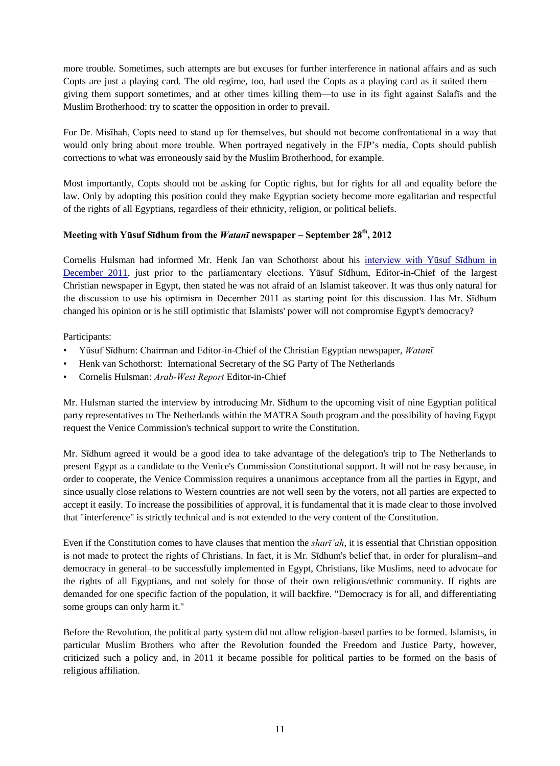more trouble. Sometimes, such attempts are but excuses for further interference in national affairs and as such Copts are just a playing card. The old regime, too, had used the Copts as a playing card as it suited them—giving them support sometimes, and at other times killing them—to use in its fight against Salafīs and the Muslim Brotherhood: try to scatter the opposition in order to prevail.

For Dr. Misīhah, Copts need to stand up for themselves, but should not become confrontational in a way that would only bring about more trouble. When portrayed negatively in the FJP's media, Copts should publish corrections to what was erroneously said by the Muslim Brotherhood, for example.

Most importantly, Copts should not be asking for Coptic rights, but for rights for all and equality before the law. Only by adopting this position could they make Egyptian society become more egalitarian and respectful of the rights of all Egyptians, regardless of their ethnicity, religion, or political beliefs.

### Meeting with Yūsuf Sīdhum from the *Watanī* newspaper – September 28th, 2012

Cornelis Hulsman had informed Mr. Henk Jan van Schothorst about his [interview with Yūsuf Sīdhum in December 2011](), just prior to the parliamentary elections. Yūsuf Sīdhum, Editor-in-Chief of the largest Christian newspaper in Egypt, then stated he was not afraid of an Islamist takeover. It was thus only natural for the discussion to use his optimism in December 2011 as starting point for this discussion. Has Mr. Sīdhum changed his opinion or is he still optimistic that Islamists' power will not compromise Egypt's democracy?

Participants:

- Yūsuf Sīdhum: Chairman and Editor-in-Chief of the Christian Egyptian newspaper, *Watanī*
- Henk van Schothorst: International Secretary of the SG Party of The Netherlands
- Cornelis Hulsman: *Arab-West Report* Editor-in-Chief

Mr. Hulsman started the interview by introducing Mr. Sīdhum to the upcoming visit of nine Egyptian political party representatives to The Netherlands within the MATRA South program and the possibility of having Egypt request the Venice Commission's technical support to write the Constitution.

Mr. Sīdhum agreed it would be a good idea to take advantage of the delegation's trip to The Netherlands to present Egypt as a candidate to the Venice's Commission Constitutional support. It will not be easy because, in order to cooperate, the Venice Commission requires a unanimous acceptance from all the parties in Egypt, and since usually close relations to Western countries are not well seen by the voters, not all parties are expected to accept it easily. To increase the possibilities of approval, it is fundamental that it is made clear to those involved that "interference" is strictly technical and is not extended to the very content of the Constitution.

Even if the Constitution comes to have clauses that mention the *sharī'ah*, it is essential that Christian opposition is not made to protect the rights of Christians. In fact, it is Mr. Sīdhum's belief that, in order for pluralism–and democracy in general–to be successfully implemented in Egypt, Christians, like Muslims, need to advocate for the rights of all Egyptians, and not solely for those of their own religious/ethnic community. If rights are demanded for one specific faction of the population, it will backfire. "Democracy is for all, and differentiating some groups can only harm it."

Before the Revolution, the political party system did not allow religion-based parties to be formed. Islamists, in particular Muslim Brothers who after the Revolution founded the Freedom and Justice Party, however, criticized such a policy and, in 2011 it became possible for political parties to be formed on the basis of religious affiliation.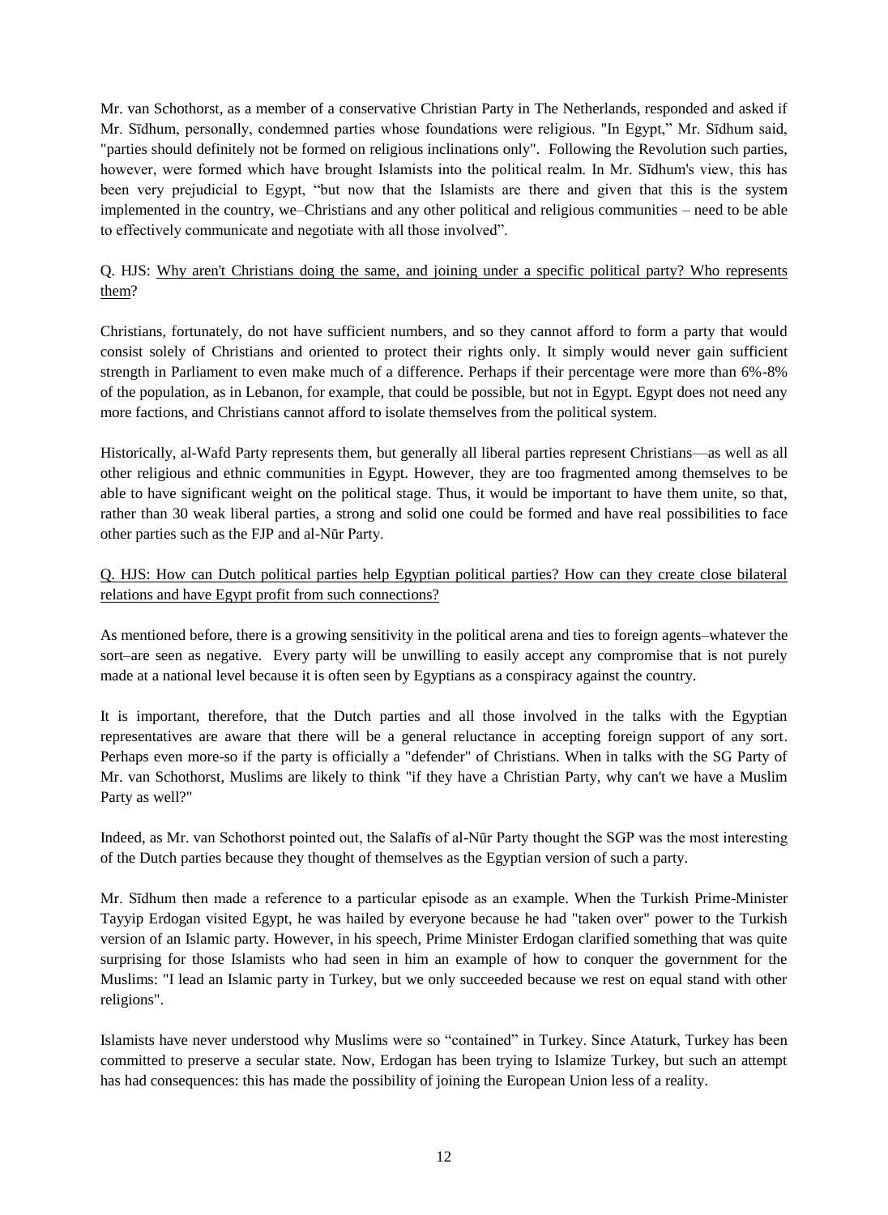Mr. van Schothorst, as a member of a conservative Christian Party in The Netherlands, responded and asked if Mr. Sīdhum, personally, condemned parties whose foundations were religious. "In Egypt," Mr. Sīdhum said, "parties should definitely not be formed on religious inclinations only". Following the Revolution such parties, however, were formed which have brought Islamists into the political realm. In Mr. Sīdhum's view, this has been very prejudicial to Egypt, "but now that the Islamists are there and given that this is the system implemented in the country, we–Christians and any other political and religious communities – need to be able to effectively communicate and negotiate with all those involved".

Q. HJS: <u>Why aren't Christians doing the same, and joining under a specific political party? Who represents them</u>?

Christians, fortunately, do not have sufficient numbers, and so they cannot afford to form a party that would consist solely of Christians and oriented to protect their rights only. It simply would never gain sufficient strength in Parliament to even make much of a difference. Perhaps if their percentage were more than 6%-8% of the population, as in Lebanon, for example, that could be possible, but not in Egypt. Egypt does not need any more factions, and Christians cannot afford to isolate themselves from the political system.

Historically, al-Wafd Party represents them, but generally all liberal parties represent Christians—as well as all other religious and ethnic communities in Egypt. However, they are too fragmented among themselves to be able to have significant weight on the political stage. Thus, it would be important to have them unite, so that, rather than 30 weak liberal parties, a strong and solid one could be formed and have real possibilities to face other parties such as the FJP and al-Nūr Party.

Q. HJS: <u>How can Dutch political parties help Egyptian political parties? How can they create close bilateral relations and have Egypt profit from such connections?</u>

As mentioned before, there is a growing sensitivity in the political arena and ties to foreign agents–whatever the sort–are seen as negative. Every party will be unwilling to easily accept any compromise that is not purely made at a national level because it is often seen by Egyptians as a conspiracy against the country.

It is important, therefore, that the Dutch parties and all those involved in the talks with the Egyptian representatives are aware that there will be a general reluctance in accepting foreign support of any sort. Perhaps even more-so if the party is officially a "defender" of Christians. When in talks with the SG Party of Mr. van Schothorst, Muslims are likely to think "if they have a Christian Party, why can't we have a Muslim Party as well?"

Indeed, as Mr. van Schothorst pointed out, the Salafīs of al-Nūr Party thought the SGP was the most interesting of the Dutch parties because they thought of themselves as the Egyptian version of such a party.

Mr. Sīdhum then made a reference to a particular episode as an example. When the Turkish Prime-Minister Tayyip Erdogan visited Egypt, he was hailed by everyone because he had "taken over" power to the Turkish version of an Islamic party. However, in his speech, Prime Minister Erdogan clarified something that was quite surprising for those Islamists who had seen in him an example of how to conquer the government for the Muslims: "I lead an Islamic party in Turkey, but we only succeeded because we rest on equal stand with other religions".

Islamists have never understood why Muslims were so "contained" in Turkey. Since Ataturk, Turkey has been committed to preserve a secular state. Now, Erdogan has been trying to Islamize Turkey, but such an attempt has had consequences: this has made the possibility of joining the European Union less of a reality.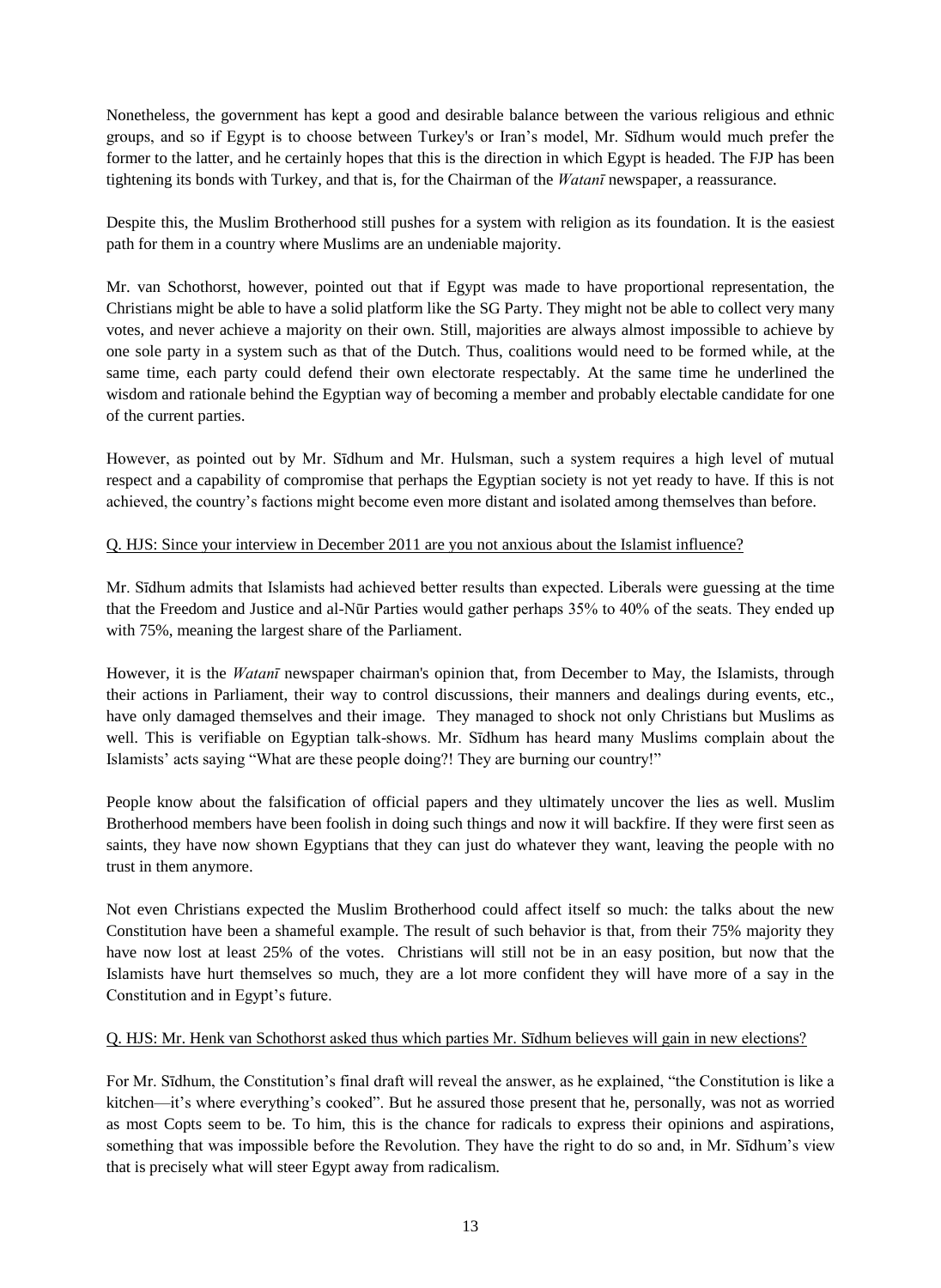Nonetheless, the government has kept a good and desirable balance between the various religious and ethnic groups, and so if Egypt is to choose between Turkey's or Iran's model, Mr. Sīdhum would much prefer the former to the latter, and he certainly hopes that this is the direction in which Egypt is headed. The FJP has been tightening its bonds with Turkey, and that is, for the Chairman of the *Watanī* newspaper, a reassurance.

Despite this, the Muslim Brotherhood still pushes for a system with religion as its foundation. It is the easiest path for them in a country where Muslims are an undeniable majority.

Mr. van Schothorst, however, pointed out that if Egypt was made to have proportional representation, the Christians might be able to have a solid platform like the SG Party. They might not be able to collect very many votes, and never achieve a majority on their own. Still, majorities are always almost impossible to achieve by one sole party in a system such as that of the Dutch. Thus, coalitions would need to be formed while, at the same time, each party could defend their own electorate respectably. At the same time he underlined the wisdom and rationale behind the Egyptian way of becoming a member and probably electable candidate for one of the current parties.

However, as pointed out by Mr. Sīdhum and Mr. Hulsman, such a system requires a high level of mutual respect and a capability of compromise that perhaps the Egyptian society is not yet ready to have. If this is not achieved, the country's factions might become even more distant and isolated among themselves than before.

Q. HJS: Since your interview in December 2011 are you not anxious about the Islamist influence?

Mr. Sīdhum admits that Islamists had achieved better results than expected. Liberals were guessing at the time that the Freedom and Justice and al-Nūr Parties would gather perhaps 35% to 40% of the seats. They ended up with 75%, meaning the largest share of the Parliament.

However, it is the *Watanī* newspaper chairman's opinion that, from December to May, the Islamists, through their actions in Parliament, their way to control discussions, their manners and dealings during events, etc., have only damaged themselves and their image. They managed to shock not only Christians but Muslims as well. This is verifiable on Egyptian talk-shows. Mr. Sīdhum has heard many Muslims complain about the Islamists' acts saying "What are these people doing?! They are burning our country!"

People know about the falsification of official papers and they ultimately uncover the lies as well. Muslim Brotherhood members have been foolish in doing such things and now it will backfire. If they were first seen as saints, they have now shown Egyptians that they can just do whatever they want, leaving the people with no trust in them anymore.

Not even Christians expected the Muslim Brotherhood could affect itself so much: the talks about the new Constitution have been a shameful example. The result of such behavior is that, from their 75% majority they have now lost at least 25% of the votes. Christians will still not be in an easy position, but now that the Islamists have hurt themselves so much, they are a lot more confident they will have more of a say in the Constitution and in Egypt's future.

Q. HJS: Mr. Henk van Schothorst asked thus which parties Mr. Sīdhum believes will gain in new elections?

For Mr. Sīdhum, the Constitution's final draft will reveal the answer, as he explained, "the Constitution is like a kitchen—it's where everything's cooked". But he assured those present that he, personally, was not as worried as most Copts seem to be. To him, this is the chance for radicals to express their opinions and aspirations, something that was impossible before the Revolution. They have the right to do so and, in Mr. Sīdhum's view that is precisely what will steer Egypt away from radicalism.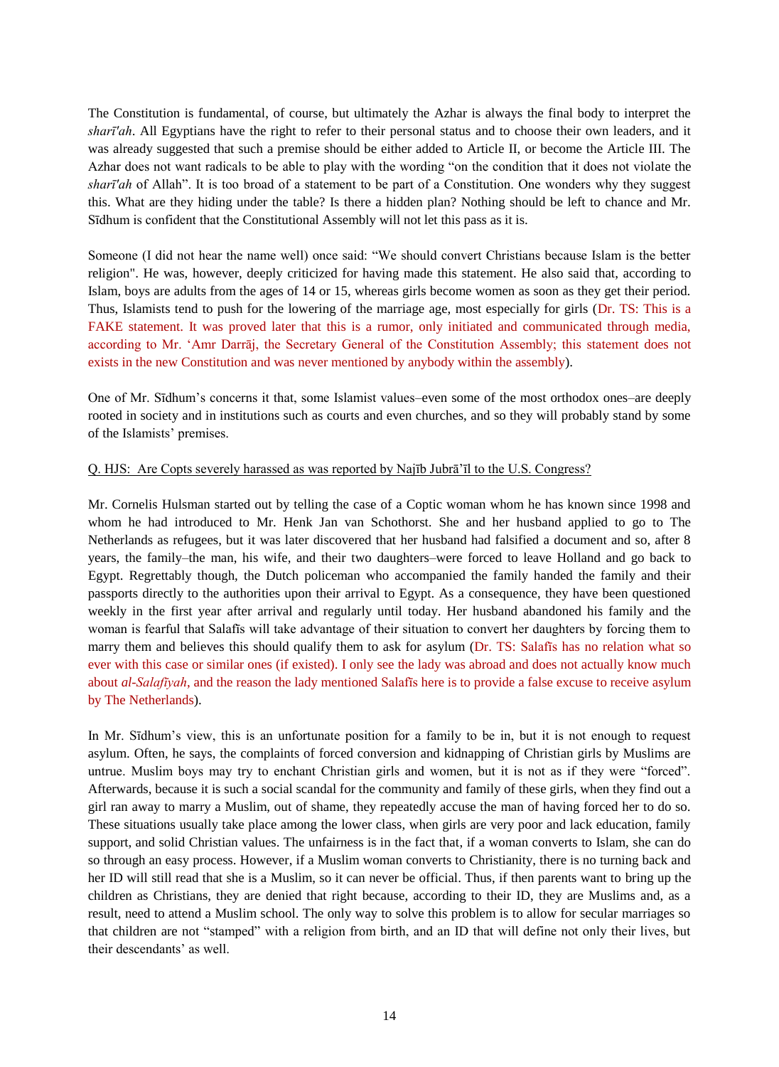The Constitution is fundamental, of course, but ultimately the Azhar is always the final body to interpret the *sharī'ah*. All Egyptians have the right to refer to their personal status and to choose their own leaders, and it was already suggested that such a premise should be either added to Article II, or become the Article III. The Azhar does not want radicals to be able to play with the wording "on the condition that it does not violate the *sharī'ah* of Allah". It is too broad of a statement to be part of a Constitution. One wonders why they suggest this. What are they hiding under the table? Is there a hidden plan? Nothing should be left to chance and Mr. Sīdhum is confident that the Constitutional Assembly will not let this pass as it is.

Someone (I did not hear the name well) once said: "We should convert Christians because Islam is the better religion". He was, however, deeply criticized for having made this statement. He also said that, according to Islam, boys are adults from the ages of 14 or 15, whereas girls become women as soon as they get their period. Thus, Islamists tend to push for the lowering of the marriage age, most especially for girls (Dr. TS: This is a FAKE statement. It was proved later that this is a rumor, only initiated and communicated through media, according to Mr. 'Amr Darrāj, the Secretary General of the Constitution Assembly; this statement does not exists in the new Constitution and was never mentioned by anybody within the assembly).

One of Mr. Sīdhum's concerns it that, some Islamist values–even some of the most orthodox ones–are deeply rooted in society and in institutions such as courts and even churches, and so they will probably stand by some of the Islamists' premises.

Q. HJS: Are Copts severely harassed as was reported by Najīb Jubrā'īl to the U.S. Congress?

Mr. Cornelis Hulsman started out by telling the case of a Coptic woman whom he has known since 1998 and whom he had introduced to Mr. Henk Jan van Schothorst. She and her husband applied to go to The Netherlands as refugees, but it was later discovered that her husband had falsified a document and so, after 8 years, the family–the man, his wife, and their two daughters–were forced to leave Holland and go back to Egypt. Regrettably though, the Dutch policeman who accompanied the family handed the family and their passports directly to the authorities upon their arrival to Egypt. As a consequence, they have been questioned weekly in the first year after arrival and regularly until today. Her husband abandoned his family and the woman is fearful that Salafīs will take advantage of their situation to convert her daughters by forcing them to marry them and believes this should qualify them to ask for asylum (Dr. TS: Salafīs has no relation what so ever with this case or similar ones (if existed). I only see the lady was abroad and does not actually know much about *al-Salafīyah*, and the reason the lady mentioned Salafīs here is to provide a false excuse to receive asylum by The Netherlands).

In Mr. Sīdhum's view, this is an unfortunate position for a family to be in, but it is not enough to request asylum. Often, he says, the complaints of forced conversion and kidnapping of Christian girls by Muslims are untrue. Muslim boys may try to enchant Christian girls and women, but it is not as if they were "forced". Afterwards, because it is such a social scandal for the community and family of these girls, when they find out a girl ran away to marry a Muslim, out of shame, they repeatedly accuse the man of having forced her to do so. These situations usually take place among the lower class, when girls are very poor and lack education, family support, and solid Christian values. The unfairness is in the fact that, if a woman converts to Islam, she can do so through an easy process. However, if a Muslim woman converts to Christianity, there is no turning back and her ID will still read that she is a Muslim, so it can never be official. Thus, if then parents want to bring up the children as Christians, they are denied that right because, according to their ID, they are Muslims and, as a result, need to attend a Muslim school. The only way to solve this problem is to allow for secular marriages so that children are not "stamped" with a religion from birth, and an ID that will define not only their lives, but their descendants' as well.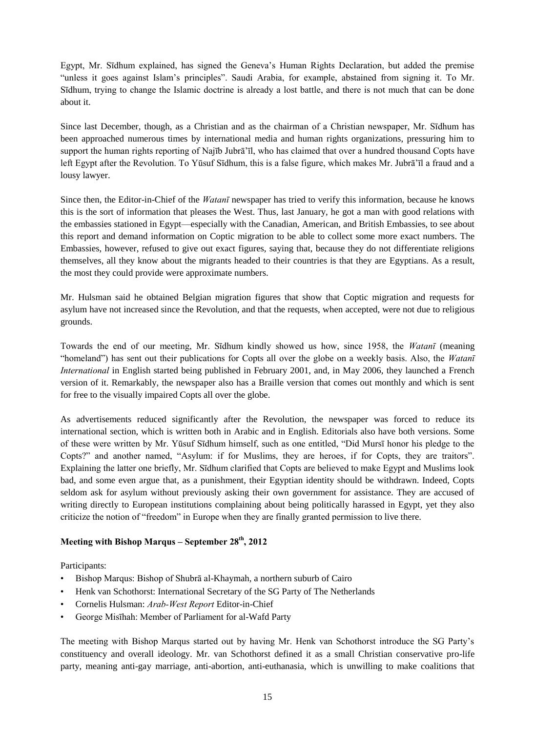Egypt, Mr. Sīdhum explained, has signed the Geneva's Human Rights Declaration, but added the premise "unless it goes against Islam's principles". Saudi Arabia, for example, abstained from signing it. To Mr. Sīdhum, trying to change the Islamic doctrine is already a lost battle, and there is not much that can be done about it.

Since last December, though, as a Christian and as the chairman of a Christian newspaper, Mr. Sīdhum has been approached numerous times by international media and human rights organizations, pressuring him to support the human rights reporting of Najīb Jubrā'īl, who has claimed that over a hundred thousand Copts have left Egypt after the Revolution. To Yūsuf Sīdhum, this is a false figure, which makes Mr. Jubrā'īl a fraud and a lousy lawyer.

Since then, the Editor-in-Chief of the *Watanī* newspaper has tried to verify this information, because he knows this is the sort of information that pleases the West. Thus, last January, he got a man with good relations with the embassies stationed in Egypt—especially with the Canadian, American, and British Embassies, to see about this report and demand information on Coptic migration to be able to collect some more exact numbers. The Embassies, however, refused to give out exact figures, saying that, because they do not differentiate religions themselves, all they know about the migrants headed to their countries is that they are Egyptians. As a result, the most they could provide were approximate numbers.

Mr. Hulsman said he obtained Belgian migration figures that show that Coptic migration and requests for asylum have not increased since the Revolution, and that the requests, when accepted, were not due to religious grounds.

Towards the end of our meeting, Mr. Sīdhum kindly showed us how, since 1958, the *Watanī* (meaning "homeland") has sent out their publications for Copts all over the globe on a weekly basis. Also, the *Watanī International* in English started being published in February 2001, and, in May 2006, they launched a French version of it. Remarkably, the newspaper also has a Braille version that comes out monthly and which is sent for free to the visually impaired Copts all over the globe.

As advertisements reduced significantly after the Revolution, the newspaper was forced to reduce its international section, which is written both in Arabic and in English. Editorials also have both versions. Some of these were written by Mr. Yūsuf Sīdhum himself, such as one entitled, "Did Mursī honor his pledge to the Copts?" and another named, "Asylum: if for Muslims, they are heroes, if for Copts, they are traitors". Explaining the latter one briefly, Mr. Sīdhum clarified that Copts are believed to make Egypt and Muslims look bad, and some even argue that, as a punishment, their Egyptian identity should be withdrawn. Indeed, Copts seldom ask for asylum without previously asking their own government for assistance. They are accused of writing directly to European institutions complaining about being politically harassed in Egypt, yet they also criticize the notion of "freedom" in Europe when they are finally granted permission to live there.

### Meeting with Bishop Marqus – September 28th, 2012

Participants:

- Bishop Marqus: Bishop of Shubrā al-Khaymah, a northern suburb of Cairo
- Henk van Schothorst: International Secretary of the SG Party of The Netherlands
- Cornelis Hulsman: *Arab-West Report* Editor-in-Chief
- George Misīhah: Member of Parliament for al-Wafd Party

The meeting with Bishop Marqus started out by having Mr. Henk van Schothorst introduce the SG Party's constituency and overall ideology. Mr. van Schothorst defined it as a small Christian conservative pro-life party, meaning anti-gay marriage, anti-abortion, anti-euthanasia, which is unwilling to make coalitions that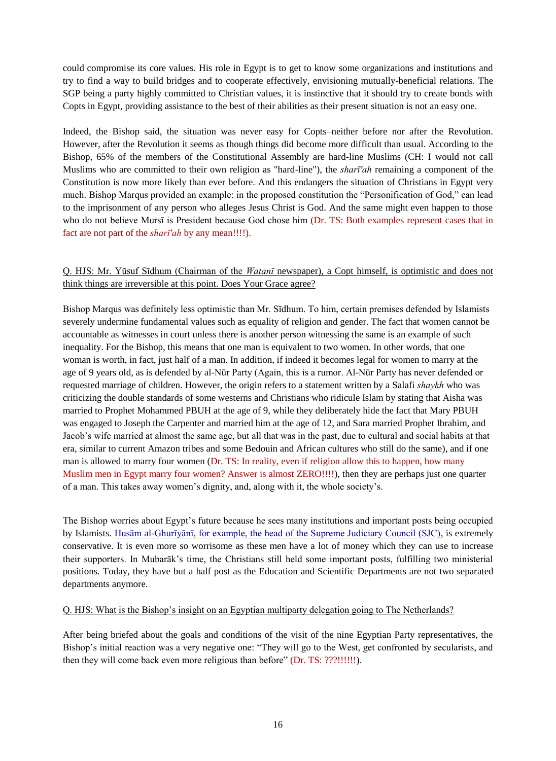could compromise its core values. His role in Egypt is to get to know some organizations and institutions and try to find a way to build bridges and to cooperate effectively, envisioning mutually-beneficial relations. The SGP being a party highly committed to Christian values, it is instinctive that it should try to create bonds with Copts in Egypt, providing assistance to the best of their abilities as their present situation is not an easy one.

Indeed, the Bishop said, the situation was never easy for Copts–neither before nor after the Revolution. However, after the Revolution it seems as though things did become more difficult than usual. According to the Bishop, 65% of the members of the Constitutional Assembly are hard-line Muslims (CH: I would not call Muslims who are committed to their own religion as "hard-line"), the *sharī'ah* remaining a component of the Constitution is now more likely than ever before. And this endangers the situation of Christians in Egypt very much. Bishop Marqus provided an example: in the proposed constitution the "Personification of God," can lead to the imprisonment of any person who alleges Jesus Christ is God. And the same might even happen to those who do not believe Mursī is President because God chose him (Dr. TS: Both examples represent cases that in fact are not part of the *sharī'ah* by any mean!!!!).

Q. HJS: Mr. Yūsuf Sīdhum (Chairman of the *Watanī* newspaper), a Copt himself, is optimistic and does not think things are irreversible at this point. Does Your Grace agree?

Bishop Marqus was definitely less optimistic than Mr. Sīdhum. To him, certain premises defended by Islamists severely undermine fundamental values such as equality of religion and gender. The fact that women cannot be accountable as witnesses in court unless there is another person witnessing the same is an example of such inequality. For the Bishop, this means that one man is equivalent to two women. In other words, that one woman is worth, in fact, just half of a man. In addition, if indeed it becomes legal for women to marry at the age of 9 years old, as is defended by al-Nūr Party (Again, this is a rumor. Al-Nūr Party has never defended or requested marriage of children. However, the origin refers to a statement written by a Salafi *shaykh* who was criticizing the double standards of some westerns and Christians who ridicule Islam by stating that Aisha was married to Prophet Mohammed PBUH at the age of 9, while they deliberately hide the fact that Mary PBUH was engaged to Joseph the Carpenter and married him at the age of 12, and Sara married Prophet Ibrahim, and Jacob's wife married at almost the same age, but all that was in the past, due to cultural and social habits at that era, similar to current Amazon tribes and some Bedouin and African cultures who still do the same), and if one man is allowed to marry four women (Dr. TS: In reality, even if religion allow this to happen, how many Muslim men in Egypt marry four women? Answer is almost ZERO!!!!), then they are perhaps just one quarter of a man. This takes away women's dignity, and, along with it, the whole society's.

The Bishop worries about Egypt's future because he sees many institutions and important posts being occupied by Islamists. Husām al-Ghurīyānī, for example, the head of the Supreme Judiciary Council (SJC), is extremely conservative. It is even more so worrisome as these men have a lot of money which they can use to increase their supporters. In Mubarāk's time, the Christians still held some important posts, fulfilling two ministerial positions. Today, they have but a half post as the Education and Scientific Departments are not two separated departments anymore.

Q. HJS: What is the Bishop's insight on an Egyptian multiparty delegation going to The Netherlands?

After being briefed about the goals and conditions of the visit of the nine Egyptian Party representatives, the Bishop's initial reaction was a very negative one: "They will go to the West, get confronted by secularists, and then they will come back even more religious than before" (Dr. TS: ???!!!!!!).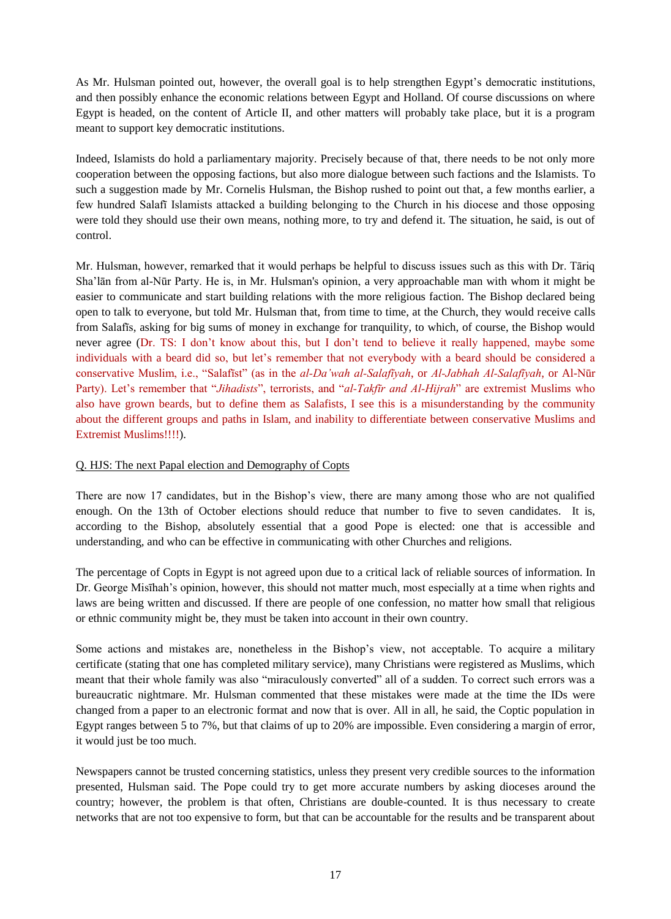As Mr. Hulsman pointed out, however, the overall goal is to help strengthen Egypt's democratic institutions, and then possibly enhance the economic relations between Egypt and Holland. Of course discussions on where Egypt is headed, on the content of Article II, and other matters will probably take place, but it is a program meant to support key democratic institutions.

Indeed, Islamists do hold a parliamentary majority. Precisely because of that, there needs to be not only more cooperation between the opposing factions, but also more dialogue between such factions and the Islamists. To such a suggestion made by Mr. Cornelis Hulsman, the Bishop rushed to point out that, a few months earlier, a few hundred Salafī Islamists attacked a building belonging to the Church in his diocese and those opposing were told they should use their own means, nothing more, to try and defend it. The situation, he said, is out of control.

Mr. Hulsman, however, remarked that it would perhaps be helpful to discuss issues such as this with Dr. Ṭāriq Sha'lān from al-Nūr Party. He is, in Mr. Hulsman's opinion, a very approachable man with whom it might be easier to communicate and start building relations with the more religious faction. The Bishop declared being open to talk to everyone, but told Mr. Hulsman that, from time to time, at the Church, they would receive calls from Salafīs, asking for big sums of money in exchange for tranquility, to which, of course, the Bishop would never agree (Dr. TS: I don't know about this, but I don't tend to believe it really happened, maybe some individuals with a beard did so, but let's remember that not everybody with a beard should be considered a conservative Muslim, i.e., "Salafīst" (as in the *al-Da'wah al-Salafīyah*, or *Al-Jabhah Al-Salafīyah*, or Al-Nūr Party). Let's remember that "*Jihadists*", terrorists, and "*al-Takfīr and Al-Hijrah*" are extremist Muslims who also have grown beards, but to define them as Salafists, I see this is a misunderstanding by the community about the different groups and paths in Islam, and inability to differentiate between conservative Muslims and Extremist Muslims!!!!).

Q. HJS: The next Papal election and Demography of Copts

There are now 17 candidates, but in the Bishop's view, there are many among those who are not qualified enough. On the 13th of October elections should reduce that number to five to seven candidates. It is, according to the Bishop, absolutely essential that a good Pope is elected: one that is accessible and understanding, and who can be effective in communicating with other Churches and religions.

The percentage of Copts in Egypt is not agreed upon due to a critical lack of reliable sources of information. In Dr. George Misīḥah's opinion, however, this should not matter much, most especially at a time when rights and laws are being written and discussed. If there are people of one confession, no matter how small that religious or ethnic community might be, they must be taken into account in their own country.

Some actions and mistakes are, nonetheless in the Bishop's view, not acceptable. To acquire a military certificate (stating that one has completed military service), many Christians were registered as Muslims, which meant that their whole family was also "miraculously converted" all of a sudden. To correct such errors was a bureaucratic nightmare. Mr. Hulsman commented that these mistakes were made at the time the IDs were changed from a paper to an electronic format and now that is over. All in all, he said, the Coptic population in Egypt ranges between 5 to 7%, but that claims of up to 20% are impossible. Even considering a margin of error, it would just be too much.

Newspapers cannot be trusted concerning statistics, unless they present very credible sources to the information presented, Hulsman said. The Pope could try to get more accurate numbers by asking dioceses around the country; however, the problem is that often, Christians are double-counted. It is thus necessary to create networks that are not too expensive to form, but that can be accountable for the results and be transparent about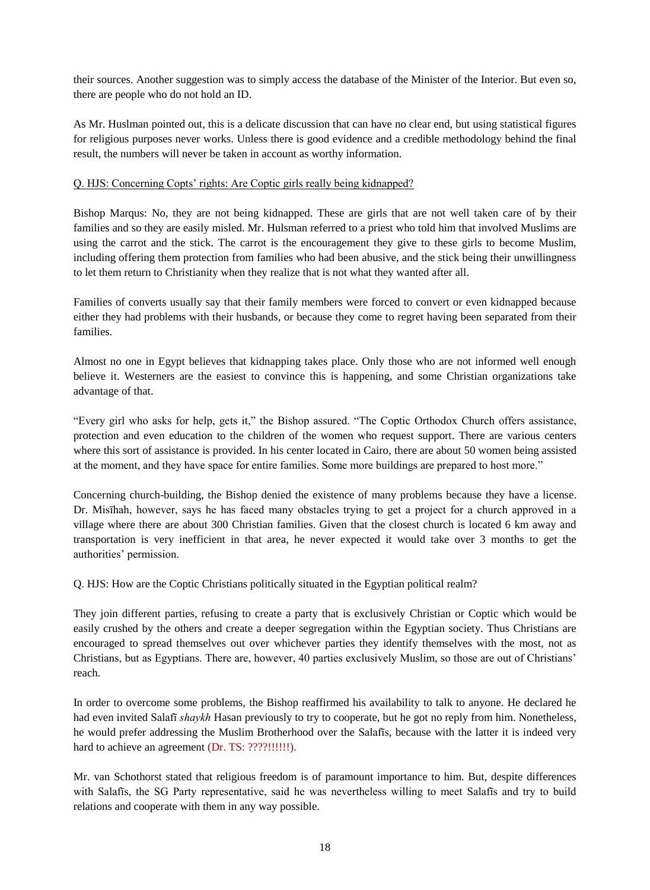their sources. Another suggestion was to simply access the database of the Minister of the Interior. But even so, there are people who do not hold an ID.

As Mr. Huslman pointed out, this is a delicate discussion that can have no clear end, but using statistical figures for religious purposes never works. Unless there is good evidence and a credible methodology behind the final result, the numbers will never be taken in account as worthy information.

Q. HJS: Concerning Copts' rights: Are Coptic girls really being kidnapped?

Bishop Marqus: No, they are not being kidnapped. These are girls that are not well taken care of by their families and so they are easily misled. Mr. Hulsman referred to a priest who told him that involved Muslims are using the carrot and the stick. The carrot is the encouragement they give to these girls to become Muslim, including offering them protection from families who had been abusive, and the stick being their unwillingness to let them return to Christianity when they realize that is not what they wanted after all.

Families of converts usually say that their family members were forced to convert or even kidnapped because either they had problems with their husbands, or because they come to regret having been separated from their families.

Almost no one in Egypt believes that kidnapping takes place. Only those who are not informed well enough believe it. Westerners are the easiest to convince this is happening, and some Christian organizations take advantage of that.

"Every girl who asks for help, gets it," the Bishop assured. "The Coptic Orthodox Church offers assistance, protection and even education to the children of the women who request support. There are various centers where this sort of assistance is provided. In his center located in Cairo, there are about 50 women being assisted at the moment, and they have space for entire families. Some more buildings are prepared to host more."

Concerning church-building, the Bishop denied the existence of many problems because they have a license. Dr. Misīhah, however, says he has faced many obstacles trying to get a project for a church approved in a village where there are about 300 Christian families. Given that the closest church is located 6 km away and transportation is very inefficient in that area, he never expected it would take over 3 months to get the authorities' permission.

Q. HJS: How are the Coptic Christians politically situated in the Egyptian political realm?

They join different parties, refusing to create a party that is exclusively Christian or Coptic which would be easily crushed by the others and create a deeper segregation within the Egyptian society. Thus Christians are encouraged to spread themselves out over whichever parties they identify themselves with the most, not as Christians, but as Egyptians. There are, however, 40 parties exclusively Muslim, so those are out of Christians' reach.

In order to overcome some problems, the Bishop reaffirmed his availability to talk to anyone. He declared he had even invited Salafī *shaykh* Hasan previously to try to cooperate, but he got no reply from him. Nonetheless, he would prefer addressing the Muslim Brotherhood over the Salafīs, because with the latter it is indeed very hard to achieve an agreement (Dr. TS: ????!!!!!!).

Mr. van Schothorst stated that religious freedom is of paramount importance to him. But, despite differences with Salafīs, the SG Party representative, said he was nevertheless willing to meet Salafīs and try to build relations and cooperate with them in any way possible.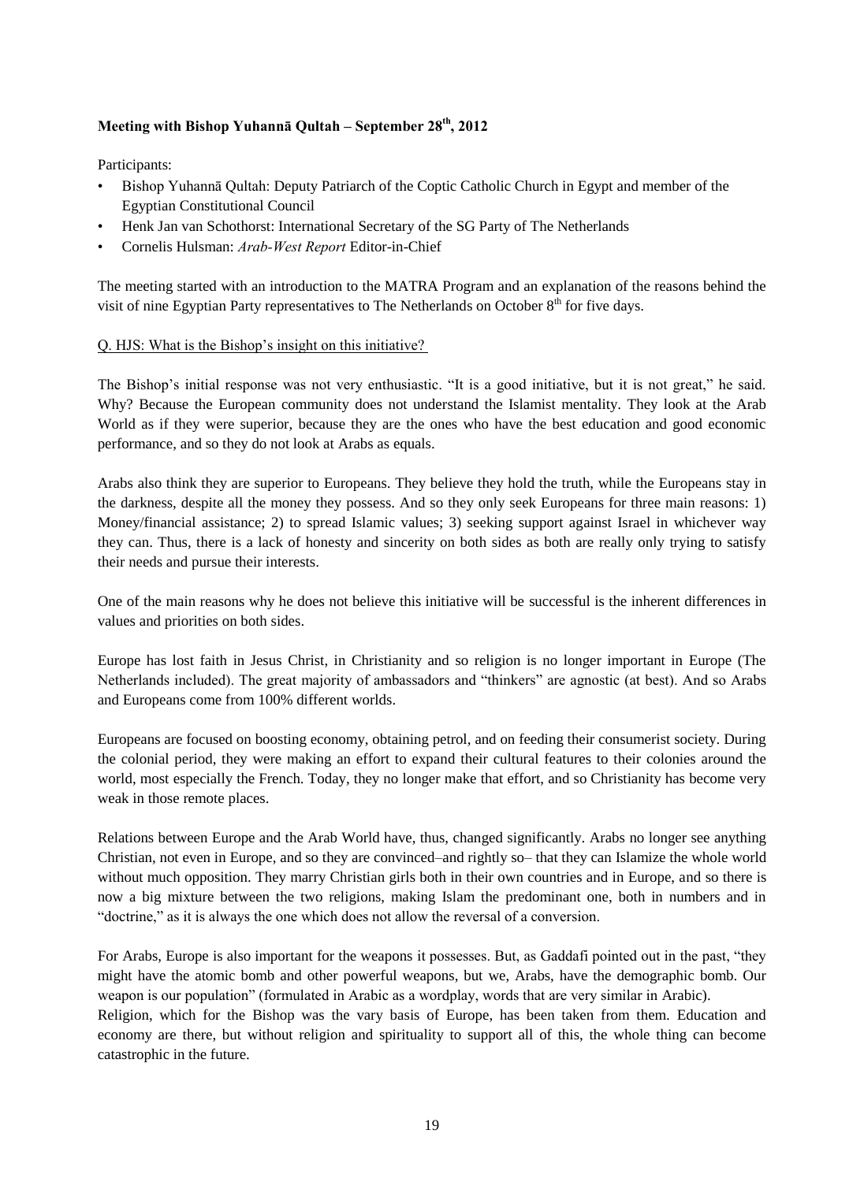**Meeting with Bishop Yuhannā Qultah – September 28th, 2012**

Participants:

- Bishop Yuhannā Qultah: Deputy Patriarch of the Coptic Catholic Church in Egypt and member of the Egyptian Constitutional Council
- Henk Jan van Schothorst: International Secretary of the SG Party of The Netherlands
- Cornelis Hulsman: *Arab-West Report* Editor-in-Chief

The meeting started with an introduction to the MATRA Program and an explanation of the reasons behind the visit of nine Egyptian Party representatives to The Netherlands on October 8th for five days.

Q. HJS: What is the Bishop's insight on this initiative?

The Bishop's initial response was not very enthusiastic. "It is a good initiative, but it is not great," he said. Why? Because the European community does not understand the Islamist mentality. They look at the Arab World as if they were superior, because they are the ones who have the best education and good economic performance, and so they do not look at Arabs as equals.

Arabs also think they are superior to Europeans. They believe they hold the truth, while the Europeans stay in the darkness, despite all the money they possess. And so they only seek Europeans for three main reasons: 1) Money/financial assistance; 2) to spread Islamic values; 3) seeking support against Israel in whichever way they can. Thus, there is a lack of honesty and sincerity on both sides as both are really only trying to satisfy their needs and pursue their interests.

One of the main reasons why he does not believe this initiative will be successful is the inherent differences in values and priorities on both sides.

Europe has lost faith in Jesus Christ, in Christianity and so religion is no longer important in Europe (The Netherlands included). The great majority of ambassadors and "thinkers" are agnostic (at best). And so Arabs and Europeans come from 100% different worlds.

Europeans are focused on boosting economy, obtaining petrol, and on feeding their consumerist society. During the colonial period, they were making an effort to expand their cultural features to their colonies around the world, most especially the French. Today, they no longer make that effort, and so Christianity has become very weak in those remote places.

Relations between Europe and the Arab World have, thus, changed significantly. Arabs no longer see anything Christian, not even in Europe, and so they are convinced–and rightly so– that they can Islamize the whole world without much opposition. They marry Christian girls both in their own countries and in Europe, and so there is now a big mixture between the two religions, making Islam the predominant one, both in numbers and in "doctrine," as it is always the one which does not allow the reversal of a conversion.

For Arabs, Europe is also important for the weapons it possesses. But, as Gaddafi pointed out in the past, "they might have the atomic bomb and other powerful weapons, but we, Arabs, have the demographic bomb. Our weapon is our population" (formulated in Arabic as a wordplay, words that are very similar in Arabic).
Religion, which for the Bishop was the vary basis of Europe, has been taken from them. Education and economy are there, but without religion and spirituality to support all of this, the whole thing can become catastrophic in the future.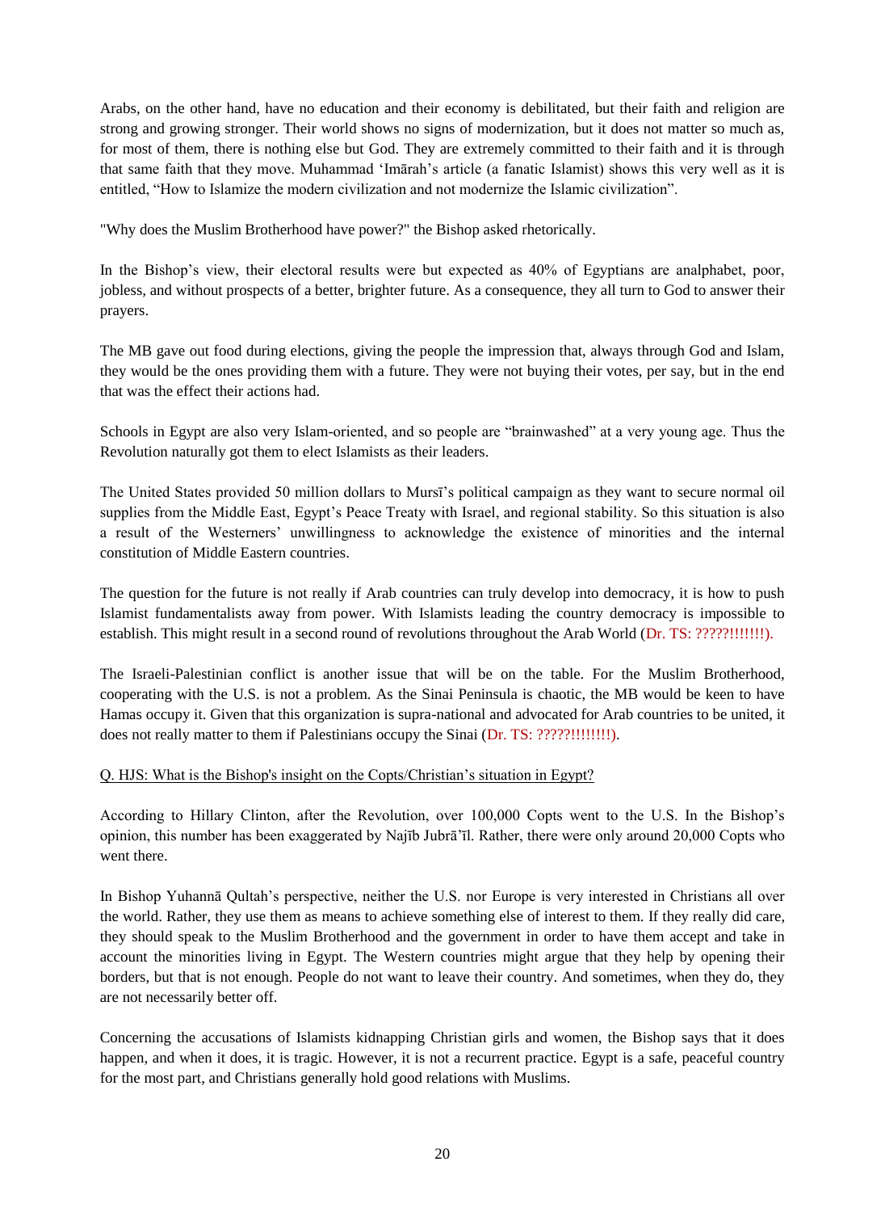Arabs, on the other hand, have no education and their economy is debilitated, but their faith and religion are strong and growing stronger. Their world shows no signs of modernization, but it does not matter so much as, for most of them, there is nothing else but God. They are extremely committed to their faith and it is through that same faith that they move. Muhammad ʻImārah's article (a fanatic Islamist) shows this very well as it is entitled, "How to Islamize the modern civilization and not modernize the Islamic civilization".

"Why does the Muslim Brotherhood have power?" the Bishop asked rhetorically.

In the Bishop's view, their electoral results were but expected as 40% of Egyptians are analphabet, poor, jobless, and without prospects of a better, brighter future. As a consequence, they all turn to God to answer their prayers.

The MB gave out food during elections, giving the people the impression that, always through God and Islam, they would be the ones providing them with a future. They were not buying their votes, per say, but in the end that was the effect their actions had.

Schools in Egypt are also very Islam-oriented, and so people are "brainwashed" at a very young age. Thus the Revolution naturally got them to elect Islamists as their leaders.

The United States provided 50 million dollars to Mursī's political campaign as they want to secure normal oil supplies from the Middle East, Egypt's Peace Treaty with Israel, and regional stability. So this situation is also a result of the Westerners' unwillingness to acknowledge the existence of minorities and the internal constitution of Middle Eastern countries.

The question for the future is not really if Arab countries can truly develop into democracy, it is how to push Islamist fundamentalists away from power. With Islamists leading the country democracy is impossible to establish. This might result in a second round of revolutions throughout the Arab World (Dr. TS: ?????!!!!!!!).

The Israeli-Palestinian conflict is another issue that will be on the table. For the Muslim Brotherhood, cooperating with the U.S. is not a problem. As the Sinai Peninsula is chaotic, the MB would be keen to have Hamas occupy it. Given that this organization is supra-national and advocated for Arab countries to be united, it does not really matter to them if Palestinians occupy the Sinai (Dr. TS: ?????!!!!!!!!).

<u>Q. HJS: What is the Bishop's insight on the Copts/Christian's situation in Egypt?</u>

According to Hillary Clinton, after the Revolution, over 100,000 Copts went to the U.S. In the Bishop's opinion, this number has been exaggerated by Najīb Jubrāʾīl. Rather, there were only around 20,000 Copts who went there.

In Bishop Yuhannā Qultah's perspective, neither the U.S. nor Europe is very interested in Christians all over the world. Rather, they use them as means to achieve something else of interest to them. If they really did care, they should speak to the Muslim Brotherhood and the government in order to have them accept and take in account the minorities living in Egypt. The Western countries might argue that they help by opening their borders, but that is not enough. People do not want to leave their country. And sometimes, when they do, they are not necessarily better off.

Concerning the accusations of Islamists kidnapping Christian girls and women, the Bishop says that it does happen, and when it does, it is tragic. However, it is not a recurrent practice. Egypt is a safe, peaceful country for the most part, and Christians generally hold good relations with Muslims.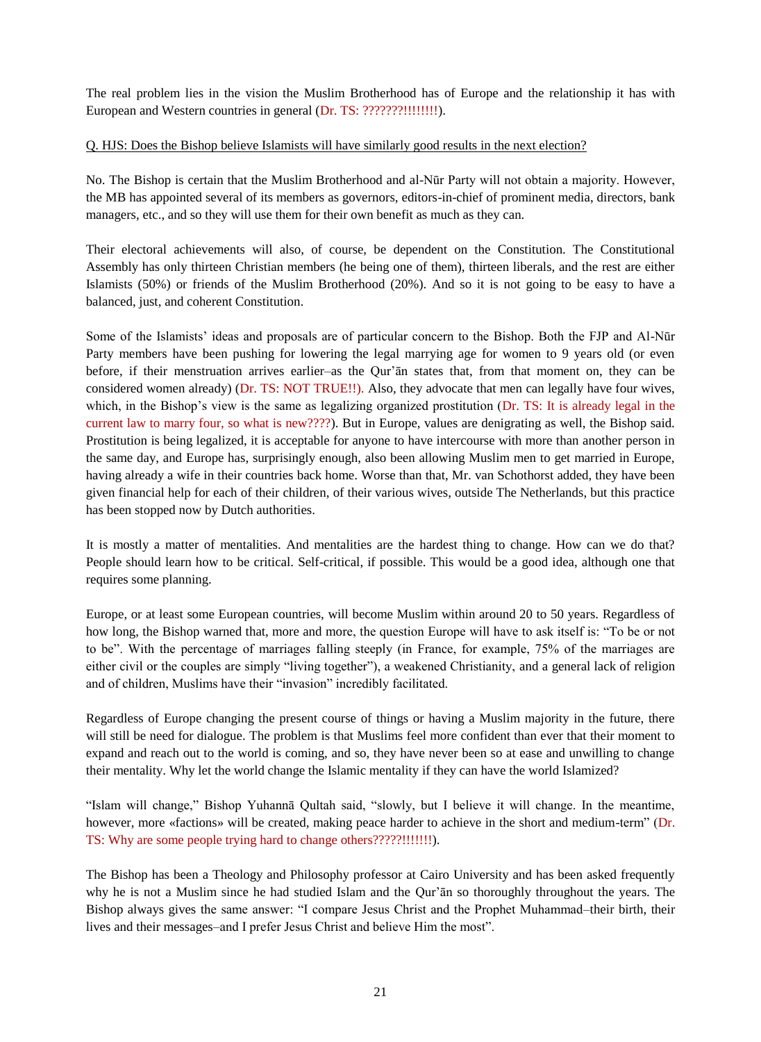The real problem lies in the vision the Muslim Brotherhood has of Europe and the relationship it has with European and Western countries in general (Dr. TS: ???????!!!!!!!!).

Q. HJS: Does the Bishop believe Islamists will have similarly good results in the next election?

No. The Bishop is certain that the Muslim Brotherhood and al-Nūr Party will not obtain a majority. However, the MB has appointed several of its members as governors, editors-in-chief of prominent media, directors, bank managers, etc., and so they will use them for their own benefit as much as they can.

Their electoral achievements will also, of course, be dependent on the Constitution. The Constitutional Assembly has only thirteen Christian members (he being one of them), thirteen liberals, and the rest are either Islamists (50%) or friends of the Muslim Brotherhood (20%). And so it is not going to be easy to have a balanced, just, and coherent Constitution.

Some of the Islamists' ideas and proposals are of particular concern to the Bishop. Both the FJP and Al-Nūr Party members have been pushing for lowering the legal marrying age for women to 9 years old (or even before, if their menstruation arrives earlier–as the Qur'ān states that, from that moment on, they can be considered women already) (Dr. TS: NOT TRUE!!). Also, they advocate that men can legally have four wives, which, in the Bishop's view is the same as legalizing organized prostitution (Dr. TS: It is already legal in the current law to marry four, so what is new????). But in Europe, values are denigrating as well, the Bishop said. Prostitution is being legalized, it is acceptable for anyone to have intercourse with more than another person in the same day, and Europe has, surprisingly enough, also been allowing Muslim men to get married in Europe, having already a wife in their countries back home. Worse than that, Mr. van Schothorst added, they have been given financial help for each of their children, of their various wives, outside The Netherlands, but this practice has been stopped now by Dutch authorities.

It is mostly a matter of mentalities. And mentalities are the hardest thing to change. How can we do that? People should learn how to be critical. Self-critical, if possible. This would be a good idea, although one that requires some planning.

Europe, or at least some European countries, will become Muslim within around 20 to 50 years. Regardless of how long, the Bishop warned that, more and more, the question Europe will have to ask itself is: "To be or not to be". With the percentage of marriages falling steeply (in France, for example, 75% of the marriages are either civil or the couples are simply "living together"), a weakened Christianity, and a general lack of religion and of children, Muslims have their "invasion" incredibly facilitated.

Regardless of Europe changing the present course of things or having a Muslim majority in the future, there will still be need for dialogue. The problem is that Muslims feel more confident than ever that their moment to expand and reach out to the world is coming, and so, they have never been so at ease and unwilling to change their mentality. Why let the world change the Islamic mentality if they can have the world Islamized?

"Islam will change," Bishop Yuhannā Qultah said, "slowly, but I believe it will change. In the meantime, however, more «factions» will be created, making peace harder to achieve in the short and medium-term" (Dr. TS: Why are some people trying hard to change others?????!!!!!!!).

The Bishop has been a Theology and Philosophy professor at Cairo University and has been asked frequently why he is not a Muslim since he had studied Islam and the Qur'ān so thoroughly throughout the years. The Bishop always gives the same answer: "I compare Jesus Christ and the Prophet Muhammad–their birth, their lives and their messages–and I prefer Jesus Christ and believe Him the most".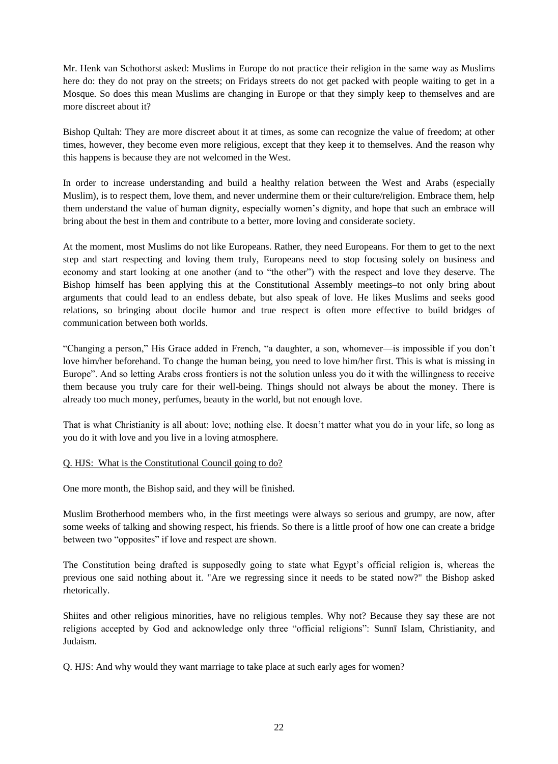Mr. Henk van Schothorst asked: Muslims in Europe do not practice their religion in the same way as Muslims here do: they do not pray on the streets; on Fridays streets do not get packed with people waiting to get in a Mosque. So does this mean Muslims are changing in Europe or that they simply keep to themselves and are more discreet about it?

Bishop Qultah: They are more discreet about it at times, as some can recognize the value of freedom; at other times, however, they become even more religious, except that they keep it to themselves. And the reason why this happens is because they are not welcomed in the West.

In order to increase understanding and build a healthy relation between the West and Arabs (especially Muslim), is to respect them, love them, and never undermine them or their culture/religion. Embrace them, help them understand the value of human dignity, especially women's dignity, and hope that such an embrace will bring about the best in them and contribute to a better, more loving and considerate society.

At the moment, most Muslims do not like Europeans. Rather, they need Europeans. For them to get to the next step and start respecting and loving them truly, Europeans need to stop focusing solely on business and economy and start looking at one another (and to "the other") with the respect and love they deserve. The Bishop himself has been applying this at the Constitutional Assembly meetings–to not only bring about arguments that could lead to an endless debate, but also speak of love. He likes Muslims and seeks good relations, so bringing about docile humor and true respect is often more effective to build bridges of communication between both worlds.

"Changing a person," His Grace added in French, "a daughter, a son, whomever—is impossible if you don't love him/her beforehand. To change the human being, you need to love him/her first. This is what is missing in Europe". And so letting Arabs cross frontiers is not the solution unless you do it with the willingness to receive them because you truly care for their well-being. Things should not always be about the money. There is already too much money, perfumes, beauty in the world, but not enough love.

That is what Christianity is all about: love; nothing else. It doesn't matter what you do in your life, so long as you do it with love and you live in a loving atmosphere.

<u>Q. HJS: What is the Constitutional Council going to do?</u>

One more month, the Bishop said, and they will be finished.

Muslim Brotherhood members who, in the first meetings were always so serious and grumpy, are now, after some weeks of talking and showing respect, his friends. So there is a little proof of how one can create a bridge between two "opposites" if love and respect are shown.

The Constitution being drafted is supposedly going to state what Egypt's official religion is, whereas the previous one said nothing about it. "Are we regressing since it needs to be stated now?" the Bishop asked rhetorically.

Shiites and other religious minorities, have no religious temples. Why not? Because they say these are not religions accepted by God and acknowledge only three "official religions": Sunnī Islam, Christianity, and Judaism.

Q. HJS: And why would they want marriage to take place at such early ages for women?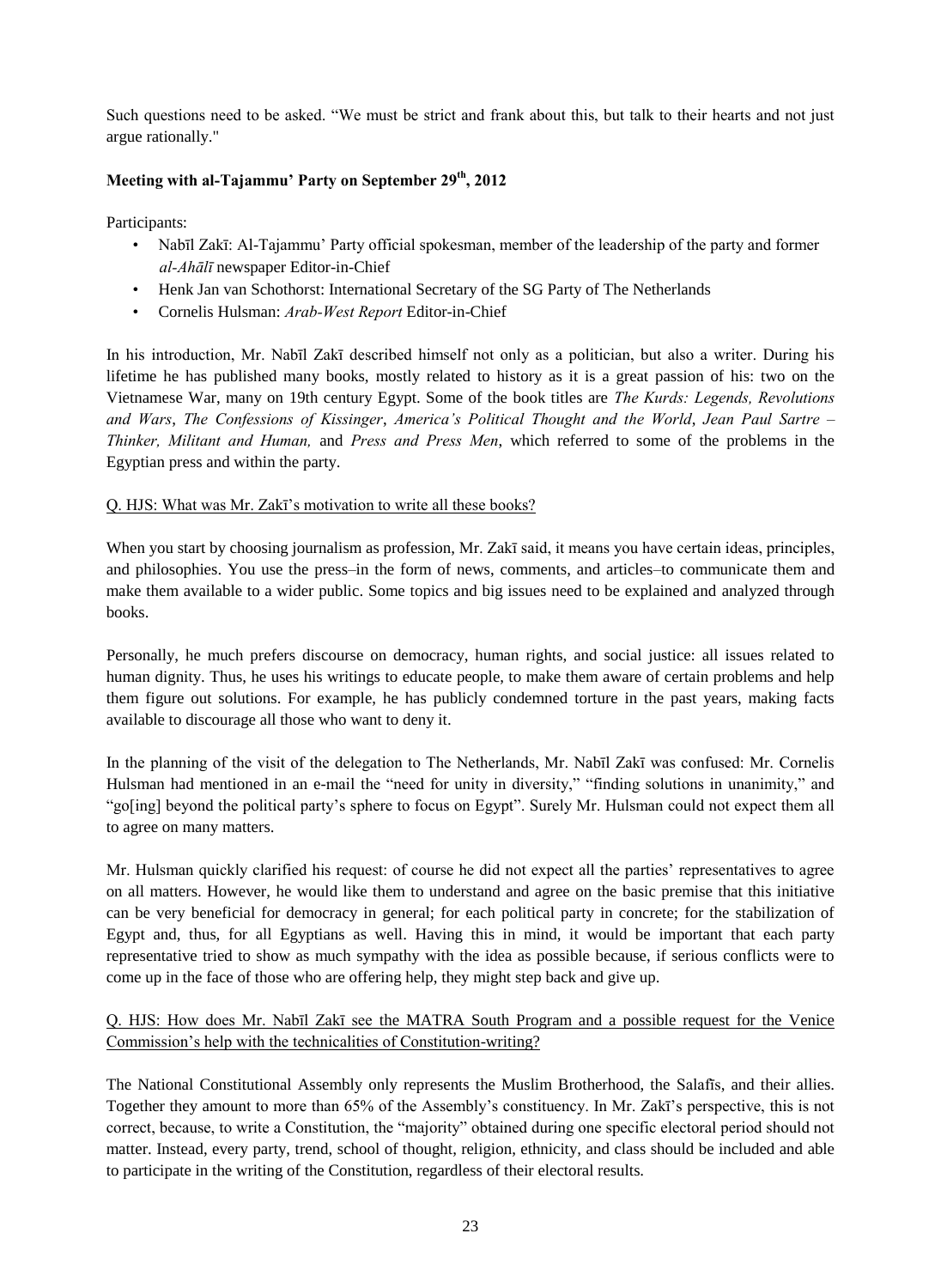Such questions need to be asked. "We must be strict and frank about this, but talk to their hearts and not just argue rationally."

### Meeting with al-Tajammu' Party on September 29th, 2012

Participants:

- Nabīl Zakī: Al-Tajammu' Party official spokesman, member of the leadership of the party and former *al-Ahālī* newspaper Editor-in-Chief
- Henk Jan van Schothorst: International Secretary of the SG Party of The Netherlands
- Cornelis Hulsman: *Arab-West Report* Editor-in-Chief

In his introduction, Mr. Nabīl Zakī described himself not only as a politician, but also a writer. During his lifetime he has published many books, mostly related to history as it is a great passion of his: two on the Vietnamese War, many on 19th century Egypt. Some of the book titles are *The Kurds: Legends, Revolutions and Wars*, *The Confessions of Kissinger*, *America's Political Thought and the World*, *Jean Paul Sartre – Thinker, Militant and Human,* and *Press and Press Men*, which referred to some of the problems in the Egyptian press and within the party.

<u>Q. HJS: What was Mr. Zakī's motivation to write all these books?</u>

When you start by choosing journalism as profession, Mr. Zakī said, it means you have certain ideas, principles, and philosophies. You use the press–in the form of news, comments, and articles–to communicate them and make them available to a wider public. Some topics and big issues need to be explained and analyzed through books.

Personally, he much prefers discourse on democracy, human rights, and social justice: all issues related to human dignity. Thus, he uses his writings to educate people, to make them aware of certain problems and help them figure out solutions. For example, he has publicly condemned torture in the past years, making facts available to discourage all those who want to deny it.

In the planning of the visit of the delegation to The Netherlands, Mr. Nabīl Zakī was confused: Mr. Cornelis Hulsman had mentioned in an e-mail the "need for unity in diversity," "finding solutions in unanimity," and "go[ing] beyond the political party's sphere to focus on Egypt". Surely Mr. Hulsman could not expect them all to agree on many matters.

Mr. Hulsman quickly clarified his request: of course he did not expect all the parties' representatives to agree on all matters. However, he would like them to understand and agree on the basic premise that this initiative can be very beneficial for democracy in general; for each political party in concrete; for the stabilization of Egypt and, thus, for all Egyptians as well. Having this in mind, it would be important that each party representative tried to show as much sympathy with the idea as possible because, if serious conflicts were to come up in the face of those who are offering help, they might step back and give up.

<u>Q. HJS: How does Mr. Nabīl Zakī see the MATRA South Program and a possible request for the Venice Commission's help with the technicalities of Constitution-writing?</u>

The National Constitutional Assembly only represents the Muslim Brotherhood, the Salafīs, and their allies. Together they amount to more than 65% of the Assembly's constituency. In Mr. Zakī's perspective, this is not correct, because, to write a Constitution, the "majority" obtained during one specific electoral period should not matter. Instead, every party, trend, school of thought, religion, ethnicity, and class should be included and able to participate in the writing of the Constitution, regardless of their electoral results.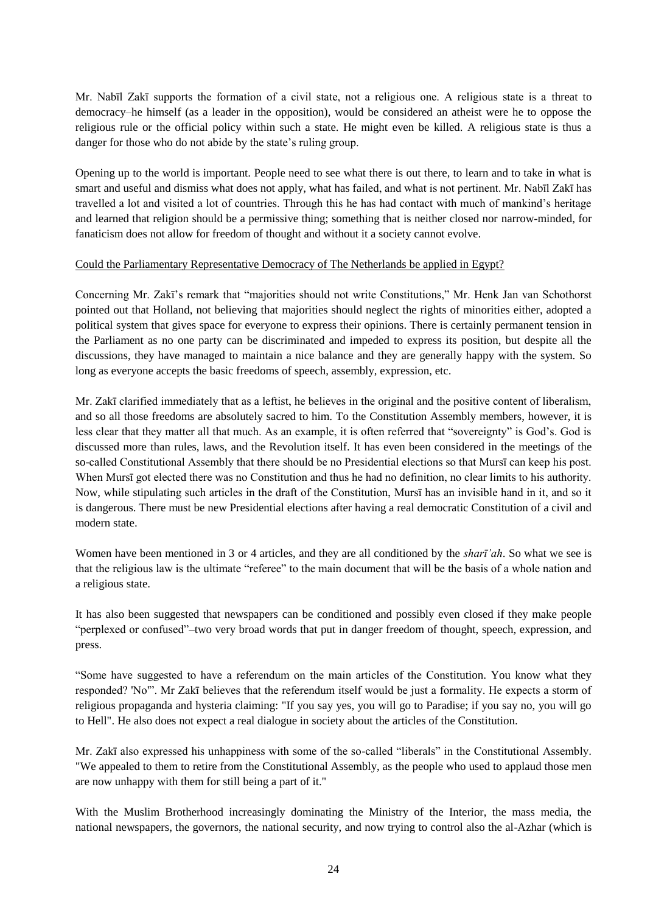Mr. Nabīl Zakī supports the formation of a civil state, not a religious one. A religious state is a threat to democracy–he himself (as a leader in the opposition), would be considered an atheist were he to oppose the religious rule or the official policy within such a state. He might even be killed. A religious state is thus a danger for those who do not abide by the state's ruling group.

Opening up to the world is important. People need to see what there is out there, to learn and to take in what is smart and useful and dismiss what does not apply, what has failed, and what is not pertinent. Mr. Nabīl Zakī has travelled a lot and visited a lot of countries. Through this he has had contact with much of mankind's heritage and learned that religion should be a permissive thing; something that is neither closed nor narrow-minded, for fanaticism does not allow for freedom of thought and without it a society cannot evolve.

Could the Parliamentary Representative Democracy of The Netherlands be applied in Egypt?

Concerning Mr. Zakī's remark that "majorities should not write Constitutions," Mr. Henk Jan van Schothorst pointed out that Holland, not believing that majorities should neglect the rights of minorities either, adopted a political system that gives space for everyone to express their opinions. There is certainly permanent tension in the Parliament as no one party can be discriminated and impeded to express its position, but despite all the discussions, they have managed to maintain a nice balance and they are generally happy with the system. So long as everyone accepts the basic freedoms of speech, assembly, expression, etc.

Mr. Zakī clarified immediately that as a leftist, he believes in the original and the positive content of liberalism, and so all those freedoms are absolutely sacred to him. To the Constitution Assembly members, however, it is less clear that they matter all that much. As an example, it is often referred that "sovereignty" is God's. God is discussed more than rules, laws, and the Revolution itself. It has even been considered in the meetings of the so-called Constitutional Assembly that there should be no Presidential elections so that Mursī can keep his post. When Mursī got elected there was no Constitution and thus he had no definition, no clear limits to his authority. Now, while stipulating such articles in the draft of the Constitution, Mursī has an invisible hand in it, and so it is dangerous. There must be new Presidential elections after having a real democratic Constitution of a civil and modern state.

Women have been mentioned in 3 or 4 articles, and they are all conditioned by the *sharī'ah*. So what we see is that the religious law is the ultimate "referee" to the main document that will be the basis of a whole nation and a religious state.

It has also been suggested that newspapers can be conditioned and possibly even closed if they make people "perplexed or confused"–two very broad words that put in danger freedom of thought, speech, expression, and press.

"Some have suggested to have a referendum on the main articles of the Constitution. You know what they responded? 'No'". Mr Zakī believes that the referendum itself would be just a formality. He expects a storm of religious propaganda and hysteria claiming: "If you say yes, you will go to Paradise; if you say no, you will go to Hell". He also does not expect a real dialogue in society about the articles of the Constitution.

Mr. Zakī also expressed his unhappiness with some of the so-called "liberals" in the Constitutional Assembly. "We appealed to them to retire from the Constitutional Assembly, as the people who used to applaud those men are now unhappy with them for still being a part of it."

With the Muslim Brotherhood increasingly dominating the Ministry of the Interior, the mass media, the national newspapers, the governors, the national security, and now trying to control also the al-Azhar (which is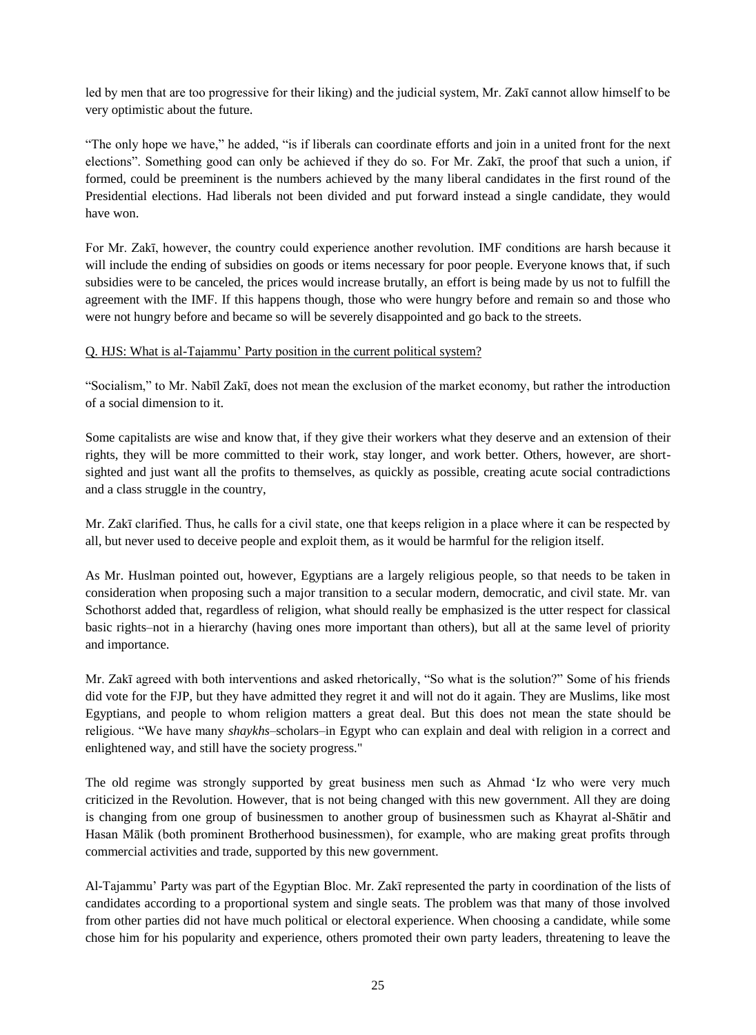led by men that are too progressive for their liking) and the judicial system, Mr. Zakī cannot allow himself to be very optimistic about the future.

"The only hope we have," he added, "is if liberals can coordinate efforts and join in a united front for the next elections". Something good can only be achieved if they do so. For Mr. Zakī, the proof that such a union, if formed, could be preeminent is the numbers achieved by the many liberal candidates in the first round of the Presidential elections. Had liberals not been divided and put forward instead a single candidate, they would have won.

For Mr. Zakī, however, the country could experience another revolution. IMF conditions are harsh because it will include the ending of subsidies on goods or items necessary for poor people. Everyone knows that, if such subsidies were to be canceled, the prices would increase brutally, an effort is being made by us not to fulfill the agreement with the IMF. If this happens though, those who were hungry before and remain so and those who were not hungry before and became so will be severely disappointed and go back to the streets.

Q. HJS: What is al-Tajammu' Party position in the current political system?

"Socialism," to Mr. Nabīl Zakī, does not mean the exclusion of the market economy, but rather the introduction of a social dimension to it.

Some capitalists are wise and know that, if they give their workers what they deserve and an extension of their rights, they will be more committed to their work, stay longer, and work better. Others, however, are short-sighted and just want all the profits to themselves, as quickly as possible, creating acute social contradictions and a class struggle in the country,

Mr. Zakī clarified. Thus, he calls for a civil state, one that keeps religion in a place where it can be respected by all, but never used to deceive people and exploit them, as it would be harmful for the religion itself.

As Mr. Huslman pointed out, however, Egyptians are a largely religious people, so that needs to be taken in consideration when proposing such a major transition to a secular modern, democratic, and civil state. Mr. van Schothorst added that, regardless of religion, what should really be emphasized is the utter respect for classical basic rights–not in a hierarchy (having ones more important than others), but all at the same level of priority and importance.

Mr. Zakī agreed with both interventions and asked rhetorically, "So what is the solution?" Some of his friends did vote for the FJP, but they have admitted they regret it and will not do it again. They are Muslims, like most Egyptians, and people to whom religion matters a great deal. But this does not mean the state should be religious. "We have many *shaykhs*–scholars–in Egypt who can explain and deal with religion in a correct and enlightened way, and still have the society progress."

The old regime was strongly supported by great business men such as Ahmad 'Iz who were very much criticized in the Revolution. However, that is not being changed with this new government. All they are doing is changing from one group of businessmen to another group of businessmen such as Khayrat al-Shātir and Hasan Mālik (both prominent Brotherhood businessmen), for example, who are making great profits through commercial activities and trade, supported by this new government.

Al-Tajammu' Party was part of the Egyptian Bloc. Mr. Zakī represented the party in coordination of the lists of candidates according to a proportional system and single seats. The problem was that many of those involved from other parties did not have much political or electoral experience. When choosing a candidate, while some chose him for his popularity and experience, others promoted their own party leaders, threatening to leave the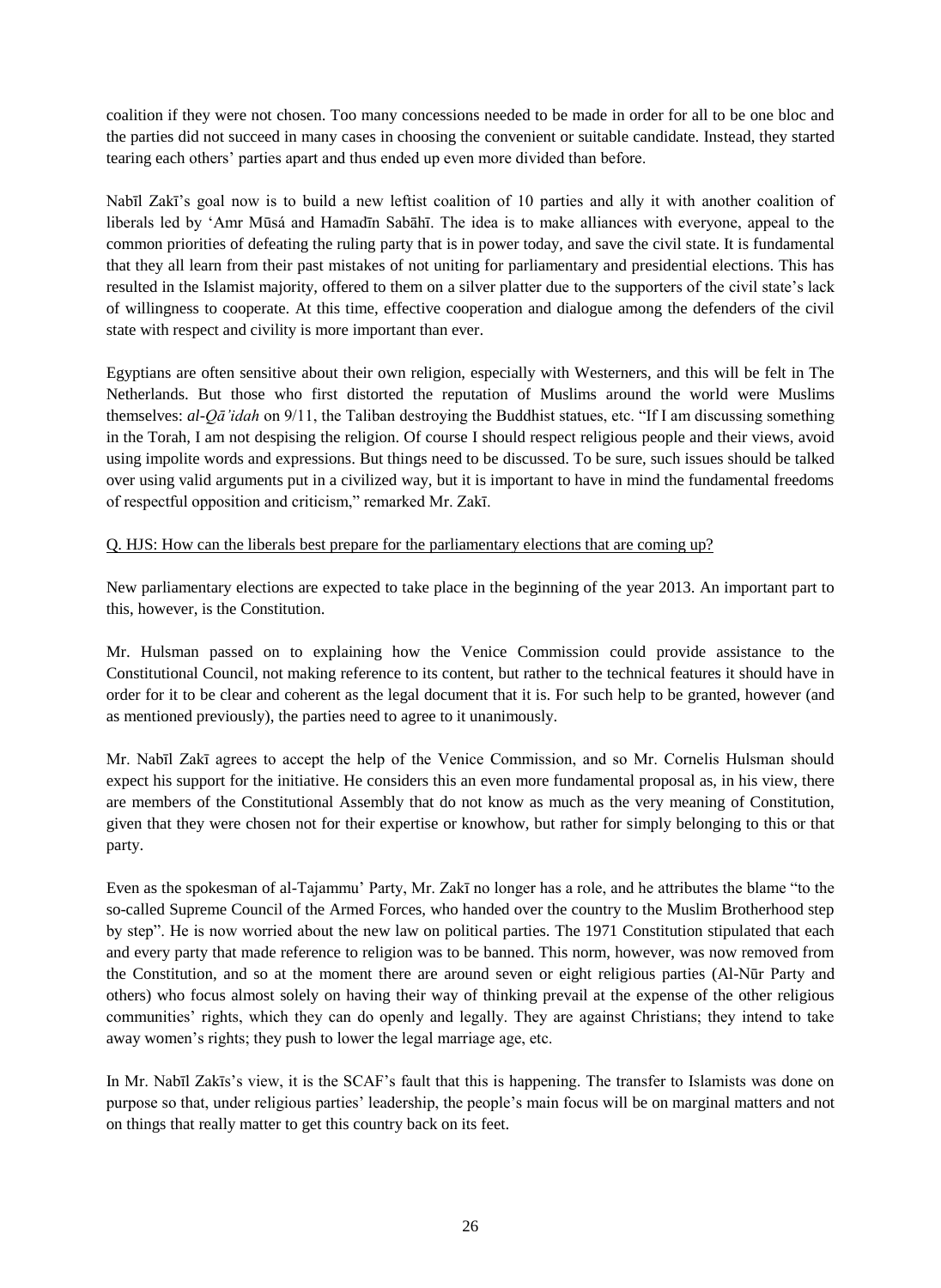coalition if they were not chosen. Too many concessions needed to be made in order for all to be one bloc and the parties did not succeed in many cases in choosing the convenient or suitable candidate. Instead, they started tearing each others' parties apart and thus ended up even more divided than before.

Nabīl Zakī's goal now is to build a new leftist coalition of 10 parties and ally it with another coalition of liberals led by 'Amr Mūsá and Hamadīn Sabāhī. The idea is to make alliances with everyone, appeal to the common priorities of defeating the ruling party that is in power today, and save the civil state. It is fundamental that they all learn from their past mistakes of not uniting for parliamentary and presidential elections. This has resulted in the Islamist majority, offered to them on a silver platter due to the supporters of the civil state's lack of willingness to cooperate. At this time, effective cooperation and dialogue among the defenders of the civil state with respect and civility is more important than ever.

Egyptians are often sensitive about their own religion, especially with Westerners, and this will be felt in The Netherlands. But those who first distorted the reputation of Muslims around the world were Muslims themselves: *al-Qā'idah* on 9/11, the Taliban destroying the Buddhist statues, etc. "If I am discussing something in the Torah, I am not despising the religion. Of course I should respect religious people and their views, avoid using impolite words and expressions. But things need to be discussed. To be sure, such issues should be talked over using valid arguments put in a civilized way, but it is important to have in mind the fundamental freedoms of respectful opposition and criticism," remarked Mr. Zakī.

<u>Q. HJS: How can the liberals best prepare for the parliamentary elections that are coming up?</u>

New parliamentary elections are expected to take place in the beginning of the year 2013. An important part to this, however, is the Constitution.

Mr. Hulsman passed on to explaining how the Venice Commission could provide assistance to the Constitutional Council, not making reference to its content, but rather to the technical features it should have in order for it to be clear and coherent as the legal document that it is. For such help to be granted, however (and as mentioned previously), the parties need to agree to it unanimously.

Mr. Nabīl Zakī agrees to accept the help of the Venice Commission, and so Mr. Cornelis Hulsman should expect his support for the initiative. He considers this an even more fundamental proposal as, in his view, there are members of the Constitutional Assembly that do not know as much as the very meaning of Constitution, given that they were chosen not for their expertise or knowhow, but rather for simply belonging to this or that party.

Even as the spokesman of al-Tajammu' Party, Mr. Zakī no longer has a role, and he attributes the blame "to the so-called Supreme Council of the Armed Forces, who handed over the country to the Muslim Brotherhood step by step". He is now worried about the new law on political parties. The 1971 Constitution stipulated that each and every party that made reference to religion was to be banned. This norm, however, was now removed from the Constitution, and so at the moment there are around seven or eight religious parties (Al-Nūr Party and others) who focus almost solely on having their way of thinking prevail at the expense of the other religious communities' rights, which they can do openly and legally. They are against Christians; they intend to take away women's rights; they push to lower the legal marriage age, etc.

In Mr. Nabīl Zakīs's view, it is the SCAF's fault that this is happening. The transfer to Islamists was done on purpose so that, under religious parties' leadership, the people's main focus will be on marginal matters and not on things that really matter to get this country back on its feet.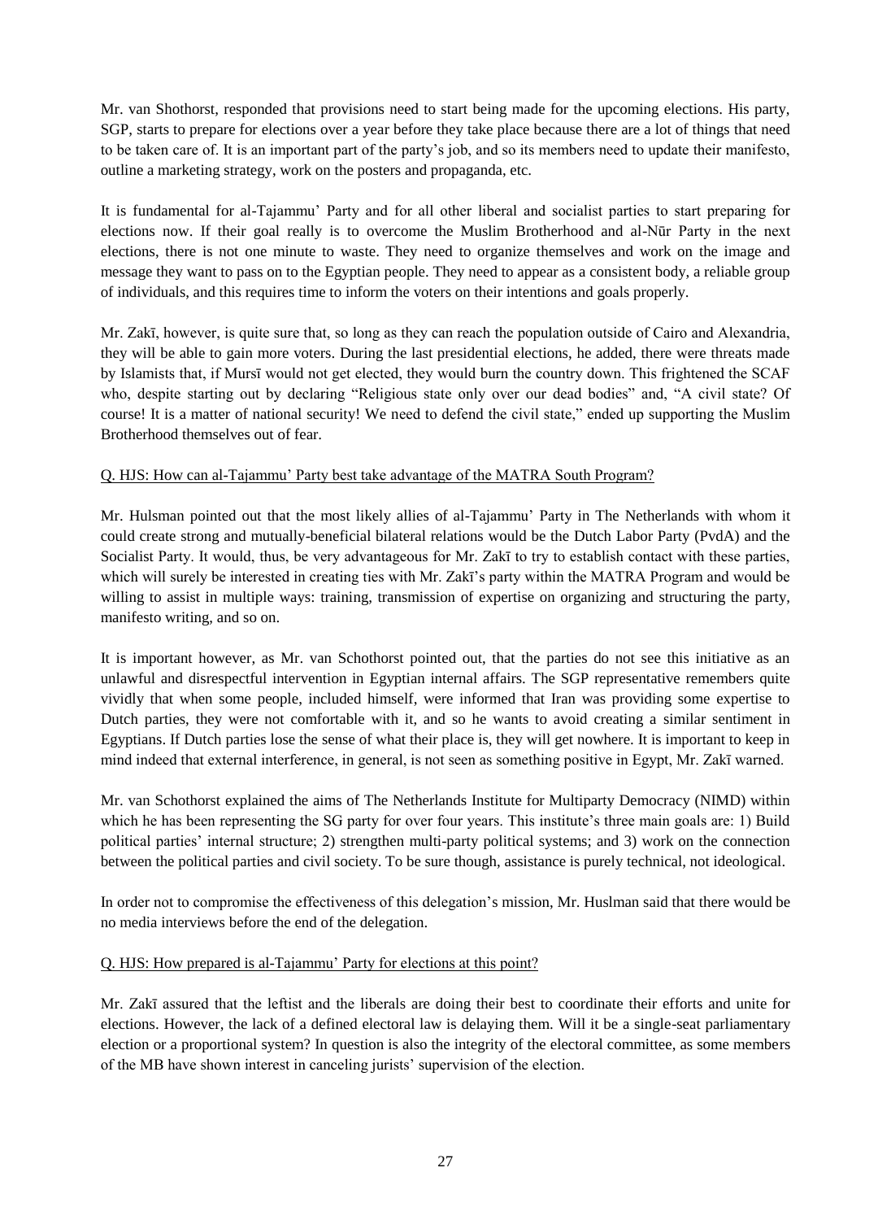Mr. van Shothorst, responded that provisions need to start being made for the upcoming elections. His party, SGP, starts to prepare for elections over a year before they take place because there are a lot of things that need to be taken care of. It is an important part of the party's job, and so its members need to update their manifesto, outline a marketing strategy, work on the posters and propaganda, etc.

It is fundamental for al-Tajammu' Party and for all other liberal and socialist parties to start preparing for elections now. If their goal really is to overcome the Muslim Brotherhood and al-Nūr Party in the next elections, there is not one minute to waste. They need to organize themselves and work on the image and message they want to pass on to the Egyptian people. They need to appear as a consistent body, a reliable group of individuals, and this requires time to inform the voters on their intentions and goals properly.

Mr. Zakī, however, is quite sure that, so long as they can reach the population outside of Cairo and Alexandria, they will be able to gain more voters. During the last presidential elections, he added, there were threats made by Islamists that, if Mursī would not get elected, they would burn the country down. This frightened the SCAF who, despite starting out by declaring "Religious state only over our dead bodies" and, "A civil state? Of course! It is a matter of national security! We need to defend the civil state," ended up supporting the Muslim Brotherhood themselves out of fear.

Q. HJS: How can al-Tajammu' Party best take advantage of the MATRA South Program?

Mr. Hulsman pointed out that the most likely allies of al-Tajammu' Party in The Netherlands with whom it could create strong and mutually-beneficial bilateral relations would be the Dutch Labor Party (PvdA) and the Socialist Party. It would, thus, be very advantageous for Mr. Zakī to try to establish contact with these parties, which will surely be interested in creating ties with Mr. Zakī's party within the MATRA Program and would be willing to assist in multiple ways: training, transmission of expertise on organizing and structuring the party, manifesto writing, and so on.

It is important however, as Mr. van Schothorst pointed out, that the parties do not see this initiative as an unlawful and disrespectful intervention in Egyptian internal affairs. The SGP representative remembers quite vividly that when some people, included himself, were informed that Iran was providing some expertise to Dutch parties, they were not comfortable with it, and so he wants to avoid creating a similar sentiment in Egyptians. If Dutch parties lose the sense of what their place is, they will get nowhere. It is important to keep in mind indeed that external interference, in general, is not seen as something positive in Egypt, Mr. Zakī warned.

Mr. van Schothorst explained the aims of The Netherlands Institute for Multiparty Democracy (NIMD) within which he has been representing the SG party for over four years. This institute's three main goals are: 1) Build political parties' internal structure; 2) strengthen multi-party political systems; and 3) work on the connection between the political parties and civil society. To be sure though, assistance is purely technical, not ideological.

In order not to compromise the effectiveness of this delegation's mission, Mr. Huslman said that there would be no media interviews before the end of the delegation.

Q. HJS: How prepared is al-Tajammu' Party for elections at this point?

Mr. Zakī assured that the leftist and the liberals are doing their best to coordinate their efforts and unite for elections. However, the lack of a defined electoral law is delaying them. Will it be a single-seat parliamentary election or a proportional system? In question is also the integrity of the electoral committee, as some members of the MB have shown interest in canceling jurists' supervision of the election.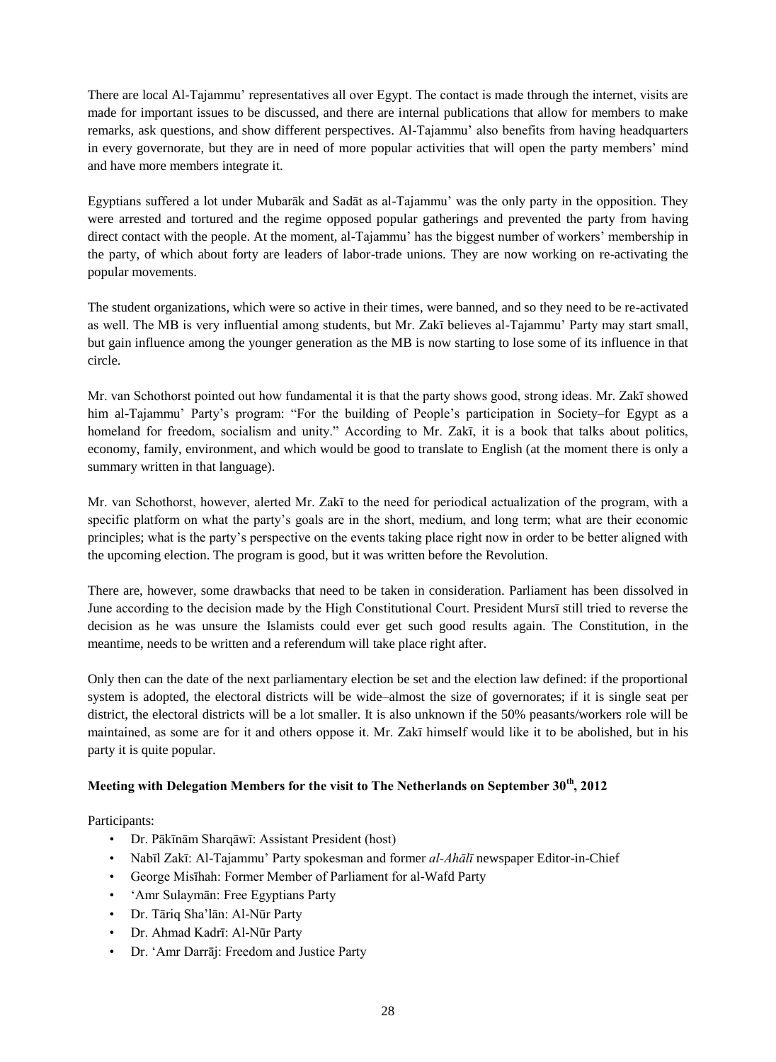There are local Al-Tajammu' representatives all over Egypt. The contact is made through the internet, visits are made for important issues to be discussed, and there are internal publications that allow for members to make remarks, ask questions, and show different perspectives. Al-Tajammu' also benefits from having headquarters in every governorate, but they are in need of more popular activities that will open the party members' mind and have more members integrate it.

Egyptians suffered a lot under Mubarāk and Sadāt as al-Tajammu' was the only party in the opposition. They were arrested and tortured and the regime opposed popular gatherings and prevented the party from having direct contact with the people. At the moment, al-Tajammu' has the biggest number of workers' membership in the party, of which about forty are leaders of labor-trade unions. They are now working on re-activating the popular movements.

The student organizations, which were so active in their times, were banned, and so they need to be re-activated as well. The MB is very influential among students, but Mr. Zakī believes al-Tajammu' Party may start small, but gain influence among the younger generation as the MB is now starting to lose some of its influence in that circle.

Mr. van Schothorst pointed out how fundamental it is that the party shows good, strong ideas. Mr. Zakī showed him al-Tajammu' Party's program: "For the building of People's participation in Society–for Egypt as a homeland for freedom, socialism and unity." According to Mr. Zakī, it is a book that talks about politics, economy, family, environment, and which would be good to translate to English (at the moment there is only a summary written in that language).

Mr. van Schothorst, however, alerted Mr. Zakī to the need for periodical actualization of the program, with a specific platform on what the party's goals are in the short, medium, and long term; what are their economic principles; what is the party's perspective on the events taking place right now in order to be better aligned with the upcoming election. The program is good, but it was written before the Revolution.

There are, however, some drawbacks that need to be taken in consideration. Parliament has been dissolved in June according to the decision made by the High Constitutional Court. President Mursī still tried to reverse the decision as he was unsure the Islamists could ever get such good results again. The Constitution, in the meantime, needs to be written and a referendum will take place right after.

Only then can the date of the next parliamentary election be set and the election law defined: if the proportional system is adopted, the electoral districts will be wide–almost the size of governorates; if it is single seat per district, the electoral districts will be a lot smaller. It is also unknown if the 50% peasants/workers role will be maintained, as some are for it and others oppose it. Mr. Zakī himself would like it to be abolished, but in his party it is quite popular.

**Meeting with Delegation Members for the visit to The Netherlands on September 30th, 2012**

Participants:

- Dr. Pākīnām Sharqāwī: Assistant President (host)
- Nabīl Zakī: Al-Tajammu' Party spokesman and former *al-Ahālī* newspaper Editor-in-Chief
- George Misīhah: Former Member of Parliament for al-Wafd Party
- 'Amr Sulaymān: Free Egyptians Party
- Dr. Tāriq Sha'lān: Al-Nūr Party
- Dr. Ahmad Kadrī: Al-Nūr Party
- Dr. 'Amr Darrāj: Freedom and Justice Party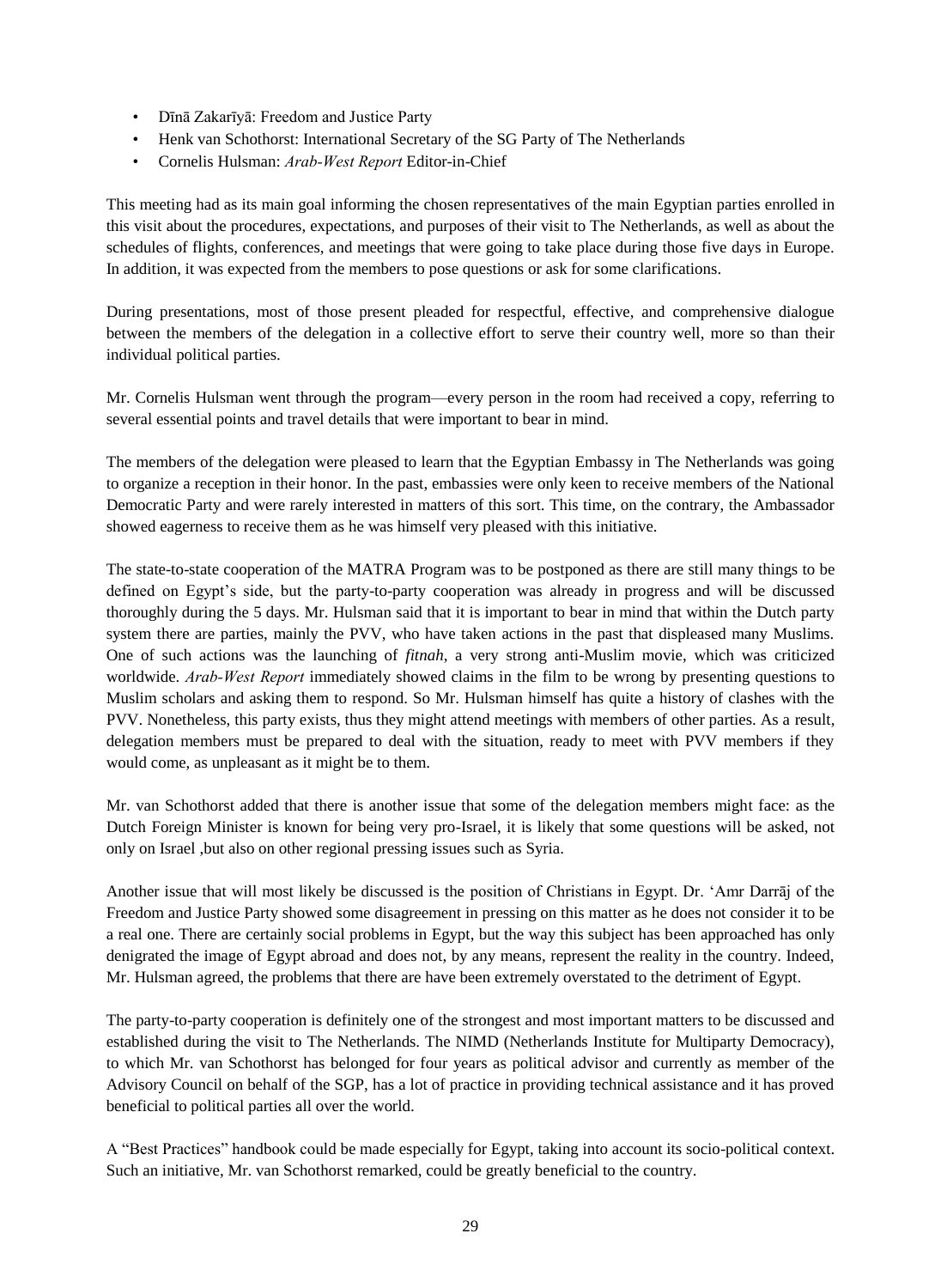- Dīnā Zakarīyā: Freedom and Justice Party
- Henk van Schothorst: International Secretary of the SG Party of The Netherlands
- Cornelis Hulsman: *Arab-West Report* Editor-in-Chief

This meeting had as its main goal informing the chosen representatives of the main Egyptian parties enrolled in this visit about the procedures, expectations, and purposes of their visit to The Netherlands, as well as about the schedules of flights, conferences, and meetings that were going to take place during those five days in Europe. In addition, it was expected from the members to pose questions or ask for some clarifications.

During presentations, most of those present pleaded for respectful, effective, and comprehensive dialogue between the members of the delegation in a collective effort to serve their country well, more so than their individual political parties.

Mr. Cornelis Hulsman went through the program—every person in the room had received a copy, referring to several essential points and travel details that were important to bear in mind.

The members of the delegation were pleased to learn that the Egyptian Embassy in The Netherlands was going to organize a reception in their honor. In the past, embassies were only keen to receive members of the National Democratic Party and were rarely interested in matters of this sort. This time, on the contrary, the Ambassador showed eagerness to receive them as he was himself very pleased with this initiative.

The state-to-state cooperation of the MATRA Program was to be postponed as there are still many things to be defined on Egypt's side, but the party-to-party cooperation was already in progress and will be discussed thoroughly during the 5 days. Mr. Hulsman said that it is important to bear in mind that within the Dutch party system there are parties, mainly the PVV, who have taken actions in the past that displeased many Muslims. One of such actions was the launching of *fitnah*, a very strong anti-Muslim movie, which was criticized worldwide. *Arab-West Report* immediately showed claims in the film to be wrong by presenting questions to Muslim scholars and asking them to respond. So Mr. Hulsman himself has quite a history of clashes with the PVV. Nonetheless, this party exists, thus they might attend meetings with members of other parties. As a result, delegation members must be prepared to deal with the situation, ready to meet with PVV members if they would come, as unpleasant as it might be to them.

Mr. van Schothorst added that there is another issue that some of the delegation members might face: as the Dutch Foreign Minister is known for being very pro-Israel, it is likely that some questions will be asked, not only on Israel ,but also on other regional pressing issues such as Syria.

Another issue that will most likely be discussed is the position of Christians in Egypt. Dr. 'Amr Darrāj of the Freedom and Justice Party showed some disagreement in pressing on this matter as he does not consider it to be a real one. There are certainly social problems in Egypt, but the way this subject has been approached has only denigrated the image of Egypt abroad and does not, by any means, represent the reality in the country. Indeed, Mr. Hulsman agreed, the problems that there are have been extremely overstated to the detriment of Egypt.

The party-to-party cooperation is definitely one of the strongest and most important matters to be discussed and established during the visit to The Netherlands. The NIMD (Netherlands Institute for Multiparty Democracy), to which Mr. van Schothorst has belonged for four years as political advisor and currently as member of the Advisory Council on behalf of the SGP, has a lot of practice in providing technical assistance and it has proved beneficial to political parties all over the world.

A "Best Practices" handbook could be made especially for Egypt, taking into account its socio-political context. Such an initiative, Mr. van Schothorst remarked, could be greatly beneficial to the country.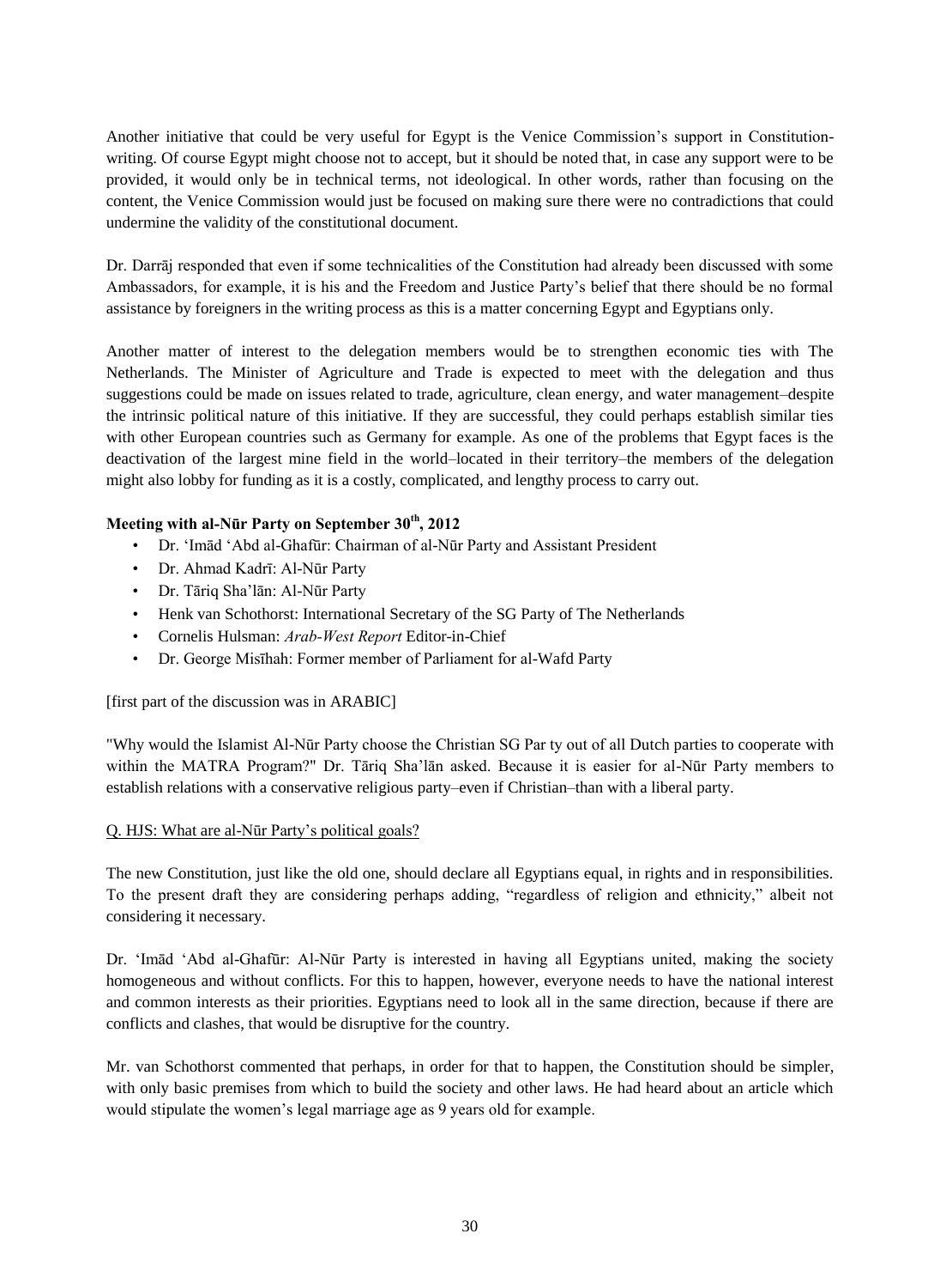Another initiative that could be very useful for Egypt is the Venice Commission's support in Constitution-writing. Of course Egypt might choose not to accept, but it should be noted that, in case any support were to be provided, it would only be in technical terms, not ideological. In other words, rather than focusing on the content, the Venice Commission would just be focused on making sure there were no contradictions that could undermine the validity of the constitutional document.

Dr. Darrāj responded that even if some technicalities of the Constitution had already been discussed with some Ambassadors, for example, it is his and the Freedom and Justice Party's belief that there should be no formal assistance by foreigners in the writing process as this is a matter concerning Egypt and Egyptians only.

Another matter of interest to the delegation members would be to strengthen economic ties with The Netherlands. The Minister of Agriculture and Trade is expected to meet with the delegation and thus suggestions could be made on issues related to trade, agriculture, clean energy, and water management–despite the intrinsic political nature of this initiative. If they are successful, they could perhaps establish similar ties with other European countries such as Germany for example. As one of the problems that Egypt faces is the deactivation of the largest mine field in the world–located in their territory–the members of the delegation might also lobby for funding as it is a costly, complicated, and lengthy process to carry out.

**Meeting with al-Nūr Party on September 30th, 2012**

- Dr. 'Imād 'Abd al-Ghafūr: Chairman of al-Nūr Party and Assistant President
- Dr. Ahmad Kadrī: Al-Nūr Party
- Dr. Tāriq Sha'lān: Al-Nūr Party
- Henk van Schothorst: International Secretary of the SG Party of The Netherlands
- Cornelis Hulsman: *Arab-West Report* Editor-in-Chief
- Dr. George Misīhah: Former member of Parliament for al-Wafd Party

[first part of the discussion was in ARABIC]

"Why would the Islamist Al-Nūr Party choose the Christian SG Par ty out of all Dutch parties to cooperate with within the MATRA Program?" Dr. Tāriq Sha'lān asked. Because it is easier for al-Nūr Party members to establish relations with a conservative religious party–even if Christian–than with a liberal party.

Q. HJS: What are al-Nūr Party's political goals?

The new Constitution, just like the old one, should declare all Egyptians equal, in rights and in responsibilities. To the present draft they are considering perhaps adding, "regardless of religion and ethnicity," albeit not considering it necessary.

Dr. 'Imād 'Abd al-Ghafūr: Al-Nūr Party is interested in having all Egyptians united, making the society homogeneous and without conflicts. For this to happen, however, everyone needs to have the national interest and common interests as their priorities. Egyptians need to look all in the same direction, because if there are conflicts and clashes, that would be disruptive for the country.

Mr. van Schothorst commented that perhaps, in order for that to happen, the Constitution should be simpler, with only basic premises from which to build the society and other laws. He had heard about an article which would stipulate the women's legal marriage age as 9 years old for example.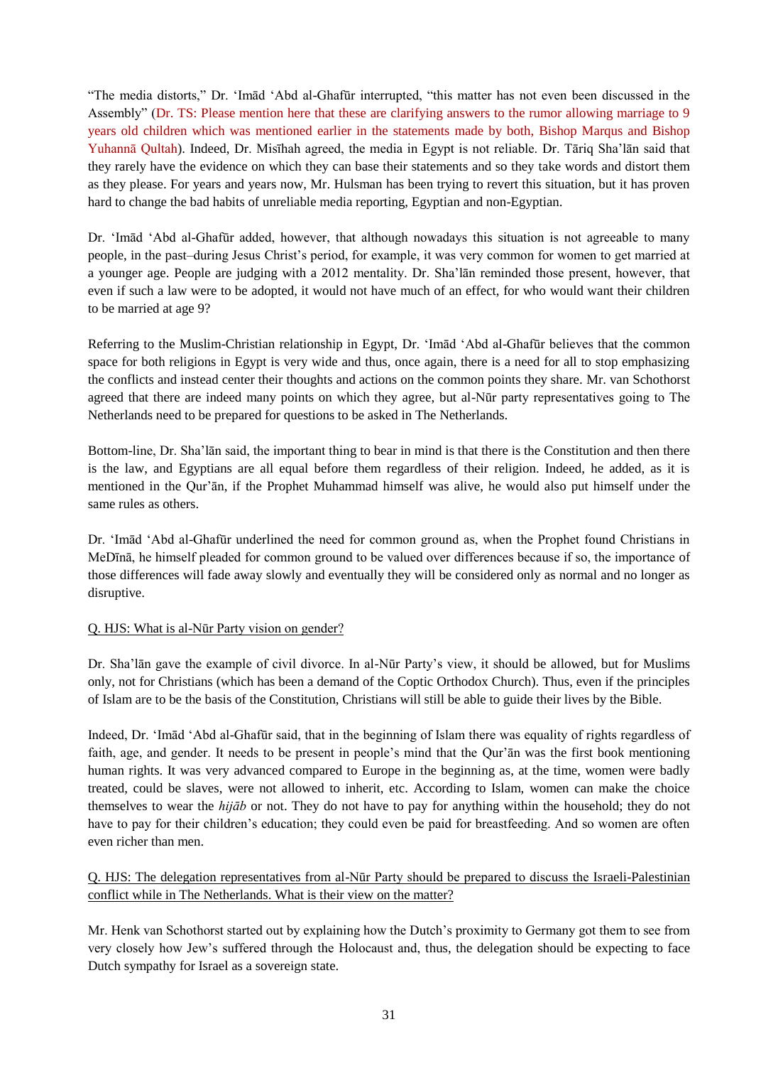"The media distorts," Dr. 'Imād 'Abd al-Ghafūr interrupted, "this matter has not even been discussed in the Assembly" (Dr. TS: Please mention here that these are clarifying answers to the rumor allowing marriage to 9 years old children which was mentioned earlier in the statements made by both, Bishop Marqus and Bishop Yuhannā Qultah). Indeed, Dr. Misīhah agreed, the media in Egypt is not reliable. Dr. Tāriq Sha'lān said that they rarely have the evidence on which they can base their statements and so they take words and distort them as they please. For years and years now, Mr. Hulsman has been trying to revert this situation, but it has proven hard to change the bad habits of unreliable media reporting, Egyptian and non-Egyptian.

Dr. 'Imād 'Abd al-Ghafūr added, however, that although nowadays this situation is not agreeable to many people, in the past–during Jesus Christ's period, for example, it was very common for women to get married at a younger age. People are judging with a 2012 mentality. Dr. Sha'lān reminded those present, however, that even if such a law were to be adopted, it would not have much of an effect, for who would want their children to be married at age 9?

Referring to the Muslim-Christian relationship in Egypt, Dr. 'Imād 'Abd al-Ghafūr believes that the common space for both religions in Egypt is very wide and thus, once again, there is a need for all to stop emphasizing the conflicts and instead center their thoughts and actions on the common points they share. Mr. van Schothorst agreed that there are indeed many points on which they agree, but al-Nūr party representatives going to The Netherlands need to be prepared for questions to be asked in The Netherlands.

Bottom-line, Dr. Sha'lān said, the important thing to bear in mind is that there is the Constitution and then there is the law, and Egyptians are all equal before them regardless of their religion. Indeed, he added, as it is mentioned in the Qur'ān, if the Prophet Muhammad himself was alive, he would also put himself under the same rules as others.

Dr. 'Imād 'Abd al-Ghafūr underlined the need for common ground as, when the Prophet found Christians in MeDīnā, he himself pleaded for common ground to be valued over differences because if so, the importance of those differences will fade away slowly and eventually they will be considered only as normal and no longer as disruptive.

Q. HJS: What is al-Nūr Party vision on gender?

Dr. Sha'lān gave the example of civil divorce. In al-Nūr Party's view, it should be allowed, but for Muslims only, not for Christians (which has been a demand of the Coptic Orthodox Church). Thus, even if the principles of Islam are to be the basis of the Constitution, Christians will still be able to guide their lives by the Bible.

Indeed, Dr. 'Imād 'Abd al-Ghafūr said, that in the beginning of Islam there was equality of rights regardless of faith, age, and gender. It needs to be present in people's mind that the Qur'ān was the first book mentioning human rights. It was very advanced compared to Europe in the beginning as, at the time, women were badly treated, could be slaves, were not allowed to inherit, etc. According to Islam, women can make the choice themselves to wear the *hijāb* or not. They do not have to pay for anything within the household; they do not have to pay for their children's education; they could even be paid for breastfeeding. And so women are often even richer than men.

Q. HJS: The delegation representatives from al-Nūr Party should be prepared to discuss the Israeli-Palestinian conflict while in The Netherlands. What is their view on the matter?

Mr. Henk van Schothorst started out by explaining how the Dutch's proximity to Germany got them to see from very closely how Jew's suffered through the Holocaust and, thus, the delegation should be expecting to face Dutch sympathy for Israel as a sovereign state.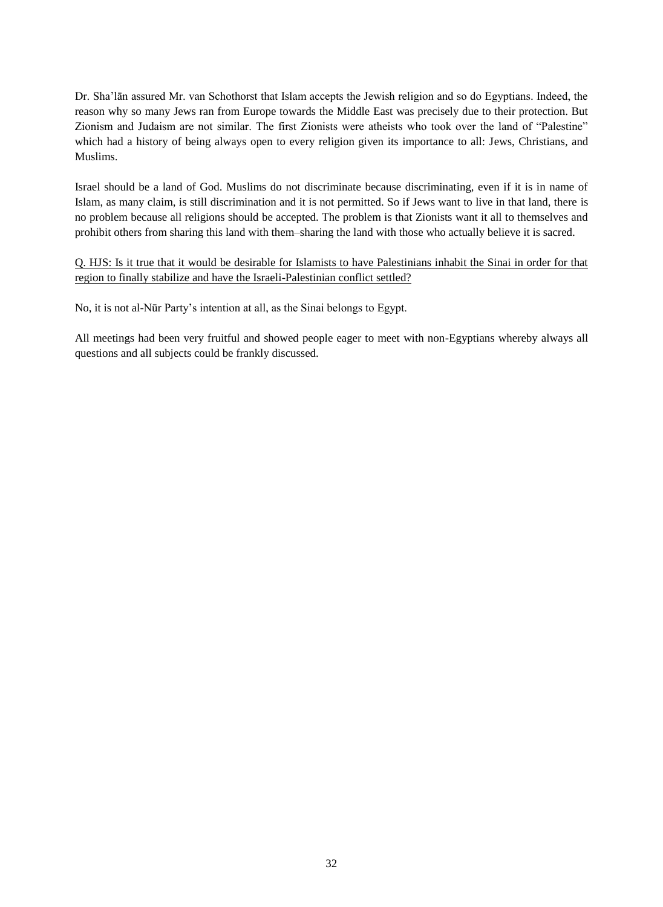Dr. Sha'lān assured Mr. van Schothorst that Islam accepts the Jewish religion and so do Egyptians. Indeed, the reason why so many Jews ran from Europe towards the Middle East was precisely due to their protection. But Zionism and Judaism are not similar. The first Zionists were atheists who took over the land of "Palestine" which had a history of being always open to every religion given its importance to all: Jews, Christians, and Muslims.

Israel should be a land of God. Muslims do not discriminate because discriminating, even if it is in name of Islam, as many claim, is still discrimination and it is not permitted. So if Jews want to live in that land, there is no problem because all religions should be accepted. The problem is that Zionists want it all to themselves and prohibit others from sharing this land with them–sharing the land with those who actually believe it is sacred.

<u>Q. HJS: Is it true that it would be desirable for Islamists to have Palestinians inhabit the Sinai in order for that region to finally stabilize and have the Israeli-Palestinian conflict settled?</u>

No, it is not al-Nūr Party's intention at all, as the Sinai belongs to Egypt.

All meetings had been very fruitful and showed people eager to meet with non-Egyptians whereby always all questions and all subjects could be frankly discussed.